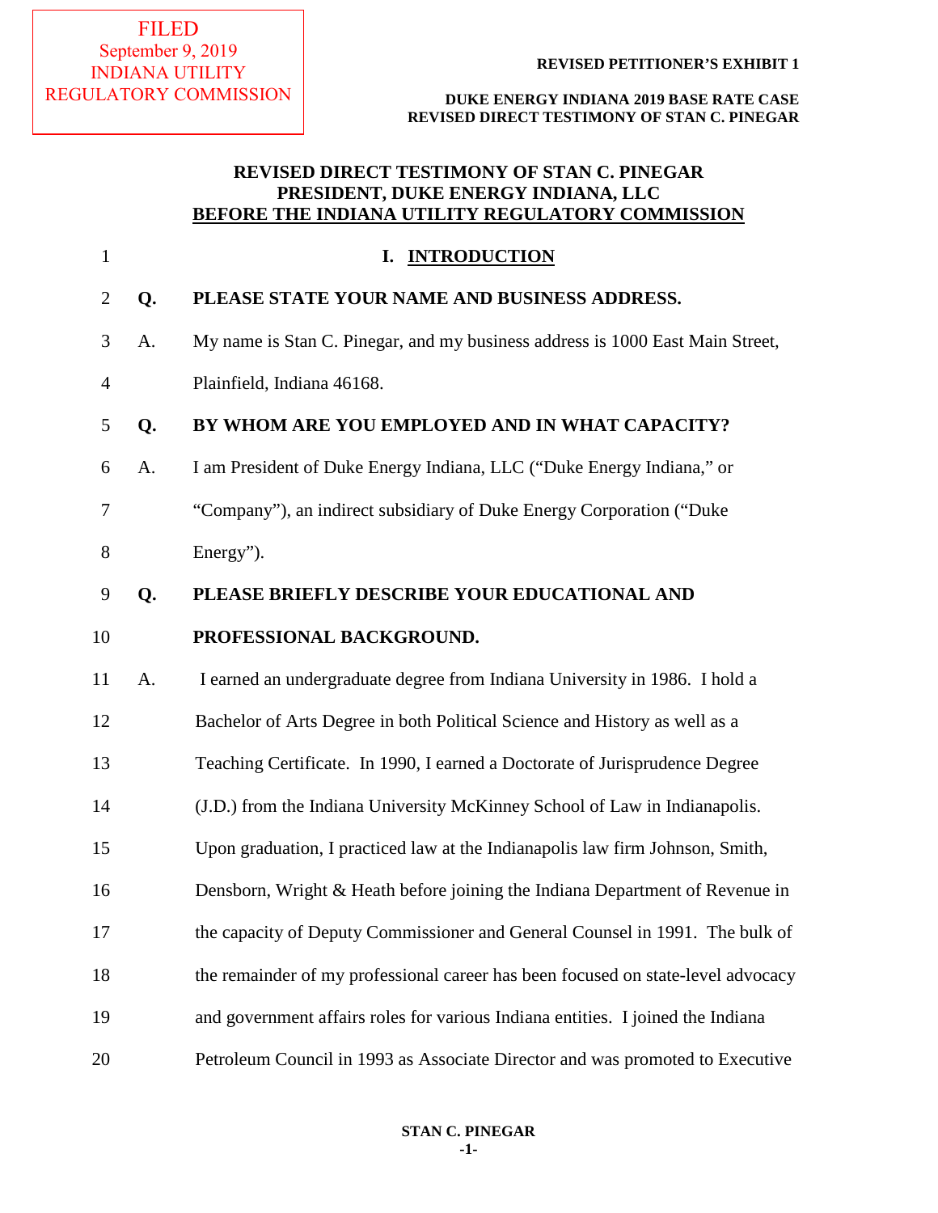FILED
September 9, 2019
INDIANA UTILITY
REGULATORY COMMISSION

**REVISED PETITIONER'S EXHIBIT 1**

**DUKE ENERGY INDIANA 2019 BASE RATE CASE**
**REVISED DIRECT TESTIMONY OF STAN C. PINEGAR**

# REVISED DIRECT TESTIMONY OF STAN C. PINEGAR
# PRESIDENT, DUKE ENERGY INDIANA, LLC
# BEFORE THE INDIANA UTILITY REGULATORY COMMISSION

## I. INTRODUCTION

**Q. PLEASE STATE YOUR NAME AND BUSINESS ADDRESS.**

A. My name is Stan C. Pinegar, and my business address is 1000 East Main Street, Plainfield, Indiana 46168.

**Q. BY WHOM ARE YOU EMPLOYED AND IN WHAT CAPACITY?**

A. I am President of Duke Energy Indiana, LLC ("Duke Energy Indiana," or "Company"), an indirect subsidiary of Duke Energy Corporation ("Duke Energy").

**Q. PLEASE BRIEFLY DESCRIBE YOUR EDUCATIONAL AND PROFESSIONAL BACKGROUND.**

A. I earned an undergraduate degree from Indiana University in 1986. I hold a Bachelor of Arts Degree in both Political Science and History as well as a Teaching Certificate. In 1990, I earned a Doctorate of Jurisprudence Degree (J.D.) from the Indiana University McKinney School of Law in Indianapolis. Upon graduation, I practiced law at the Indianapolis law firm Johnson, Smith, Densborn, Wright & Heath before joining the Indiana Department of Revenue in the capacity of Deputy Commissioner and General Counsel in 1991. The bulk of the remainder of my professional career has been focused on state-level advocacy and government affairs roles for various Indiana entities. I joined the Indiana Petroleum Council in 1993 as Associate Director and was promoted to Executive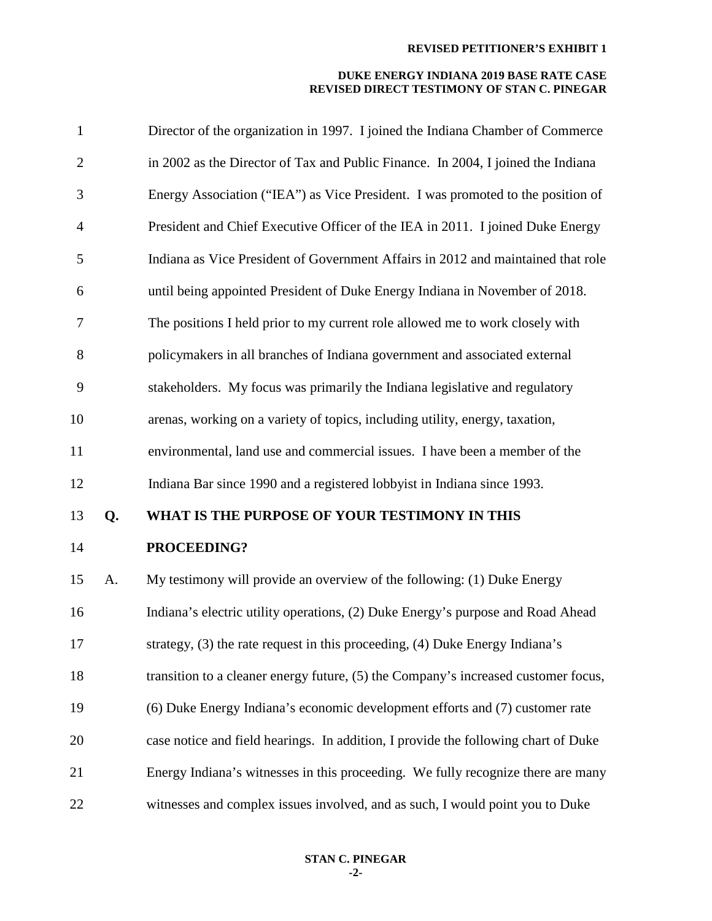Director of the organization in 1997. I joined the Indiana Chamber of Commerce in 2002 as the Director of Tax and Public Finance. In 2004, I joined the Indiana Energy Association ("IEA") as Vice President. I was promoted to the position of President and Chief Executive Officer of the IEA in 2011. I joined Duke Energy Indiana as Vice President of Government Affairs in 2012 and maintained that role until being appointed President of Duke Energy Indiana in November of 2018. The positions I held prior to my current role allowed me to work closely with policymakers in all branches of Indiana government and associated external stakeholders. My focus was primarily the Indiana legislative and regulatory arenas, working on a variety of topics, including utility, energy, taxation, environmental, land use and commercial issues. I have been a member of the Indiana Bar since 1990 and a registered lobbyist in Indiana since 1993.

**Q. WHAT IS THE PURPOSE OF YOUR TESTIMONY IN THIS PROCEEDING?**

A. My testimony will provide an overview of the following: (1) Duke Energy Indiana's electric utility operations, (2) Duke Energy's purpose and Road Ahead strategy, (3) the rate request in this proceeding, (4) Duke Energy Indiana's transition to a cleaner energy future, (5) the Company's increased customer focus, (6) Duke Energy Indiana's economic development efforts and (7) customer rate case notice and field hearings. In addition, I provide the following chart of Duke Energy Indiana's witnesses in this proceeding. We fully recognize there are many witnesses and complex issues involved, and as such, I would point you to Duke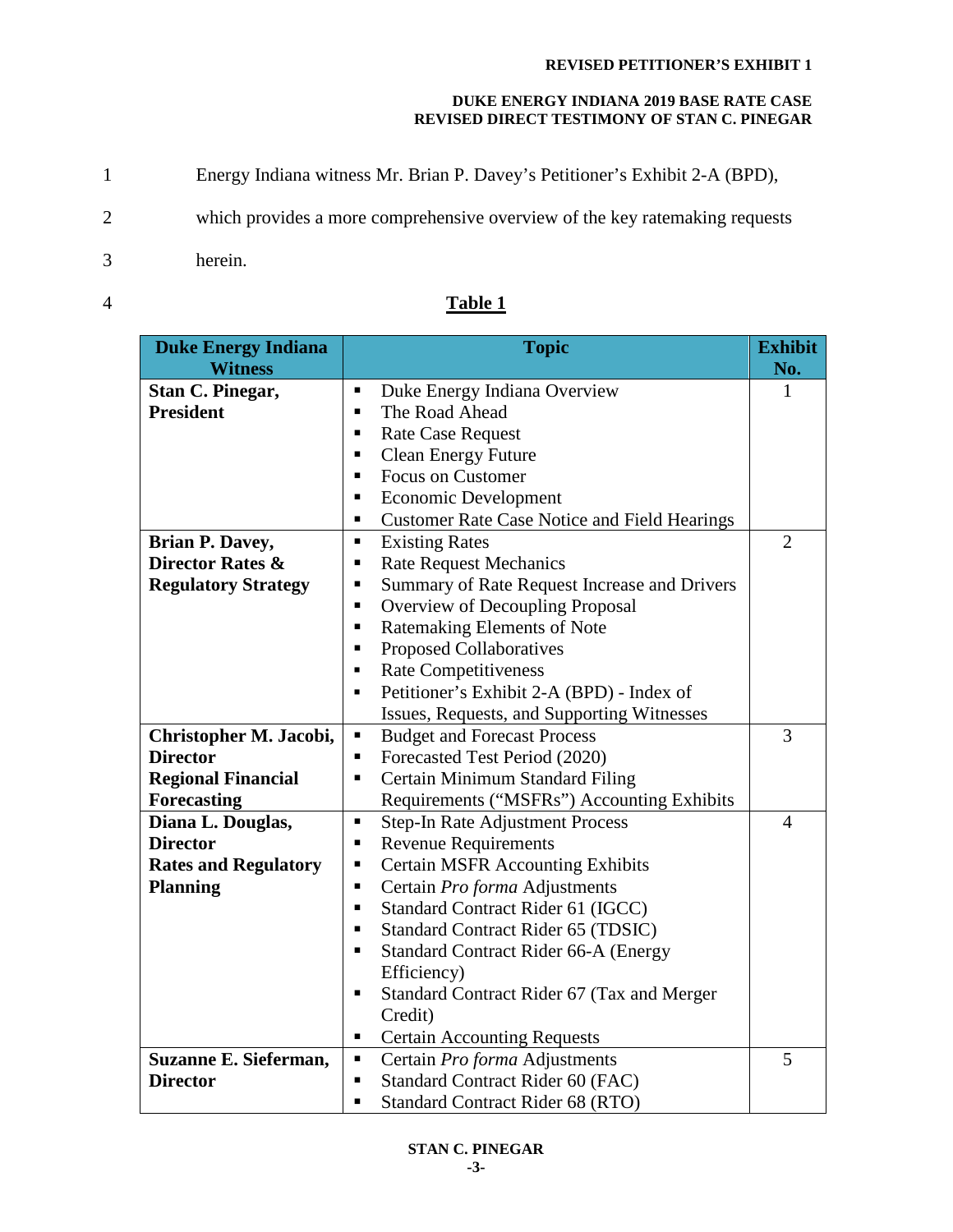Energy Indiana witness Mr. Brian P. Davey's Petitioner's Exhibit 2-A (BPD), which provides a more comprehensive overview of the key ratemaking requests herein.

**Table 1**

| Duke Energy Indiana Witness | Topic | Exhibit No. |
|---|---|---|
| **Stan C. Pinegar, President** | ▪ Duke Energy Indiana Overview<br>▪ The Road Ahead<br>▪ Rate Case Request<br>▪ Clean Energy Future<br>▪ Focus on Customer<br>▪ Economic Development<br>▪ Customer Rate Case Notice and Field Hearings | 1 |
| **Brian P. Davey, Director Rates & Regulatory Strategy** | ▪ Existing Rates<br>▪ Rate Request Mechanics<br>▪ Summary of Rate Request Increase and Drivers<br>▪ Overview of Decoupling Proposal<br>▪ Ratemaking Elements of Note<br>▪ Proposed Collaboratives<br>▪ Rate Competitiveness<br>▪ Petitioner's Exhibit 2-A (BPD) - Index of Issues, Requests, and Supporting Witnesses | 2 |
| **Christopher M. Jacobi, Director Regional Financial Forecasting** | ▪ Budget and Forecast Process<br>▪ Forecasted Test Period (2020)<br>▪ Certain Minimum Standard Filing Requirements ("MSFRs") Accounting Exhibits | 3 |
| **Diana L. Douglas, Director Rates and Regulatory Planning** | ▪ Step-In Rate Adjustment Process<br>▪ Revenue Requirements<br>▪ Certain MSFR Accounting Exhibits<br>▪ Certain *Pro forma* Adjustments<br>▪ Standard Contract Rider 61 (IGCC)<br>▪ Standard Contract Rider 65 (TDSIC)<br>▪ Standard Contract Rider 66-A (Energy Efficiency)<br>▪ Standard Contract Rider 67 (Tax and Merger Credit)<br>▪ Certain Accounting Requests | 4 |
| **Suzanne E. Sieferman, Director** | ▪ Certain *Pro forma* Adjustments<br>▪ Standard Contract Rider 60 (FAC)<br>▪ Standard Contract Rider 68 (RTO) | 5 |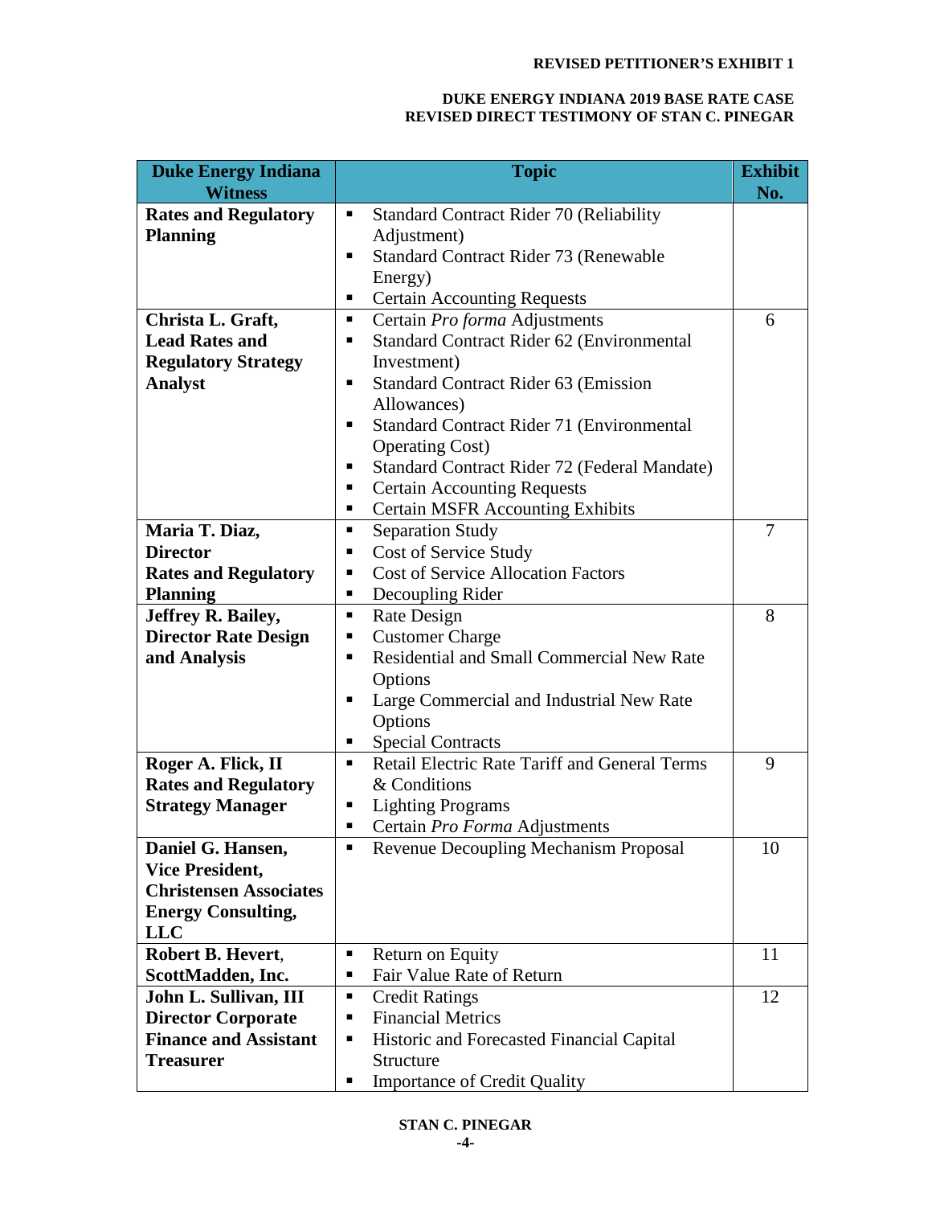| Duke Energy Indiana Witness | Topic | Exhibit No. |
|---|---|---|
| **Rates and Regulatory Planning** | ▪ Standard Contract Rider 70 (Reliability Adjustment)<br>▪ Standard Contract Rider 73 (Renewable Energy)<br>▪ Certain Accounting Requests | |
| **Christa L. Graft, Lead Rates and Regulatory Strategy Analyst** | ▪ Certain *Pro forma* Adjustments<br>▪ Standard Contract Rider 62 (Environmental Investment)<br>▪ Standard Contract Rider 63 (Emission Allowances)<br>▪ Standard Contract Rider 71 (Environmental Operating Cost)<br>▪ Standard Contract Rider 72 (Federal Mandate)<br>▪ Certain Accounting Requests<br>▪ Certain MSFR Accounting Exhibits | 6 |
| **Maria T. Diaz, Director Rates and Regulatory Planning** | ▪ Separation Study<br>▪ Cost of Service Study<br>▪ Cost of Service Allocation Factors<br>▪ Decoupling Rider | 7 |
| **Jeffrey R. Bailey, Director Rate Design and Analysis** | ▪ Rate Design<br>▪ Customer Charge<br>▪ Residential and Small Commercial New Rate Options<br>▪ Large Commercial and Industrial New Rate Options<br>▪ Special Contracts | 8 |
| **Roger A. Flick, II Rates and Regulatory Strategy Manager** | ▪ Retail Electric Rate Tariff and General Terms & Conditions<br>▪ Lighting Programs<br>▪ Certain *Pro Forma* Adjustments | 9 |
| **Daniel G. Hansen, Vice President, Christensen Associates Energy Consulting, LLC** | ▪ Revenue Decoupling Mechanism Proposal | 10 |
| **Robert B. Hevert, ScottMadden, Inc.** | ▪ Return on Equity<br>▪ Fair Value Rate of Return | 11 |
| **John L. Sullivan, III Director Corporate Finance and Assistant Treasurer** | ▪ Credit Ratings<br>▪ Financial Metrics<br>▪ Historic and Forecasted Financial Capital Structure<br>▪ Importance of Credit Quality | 12 |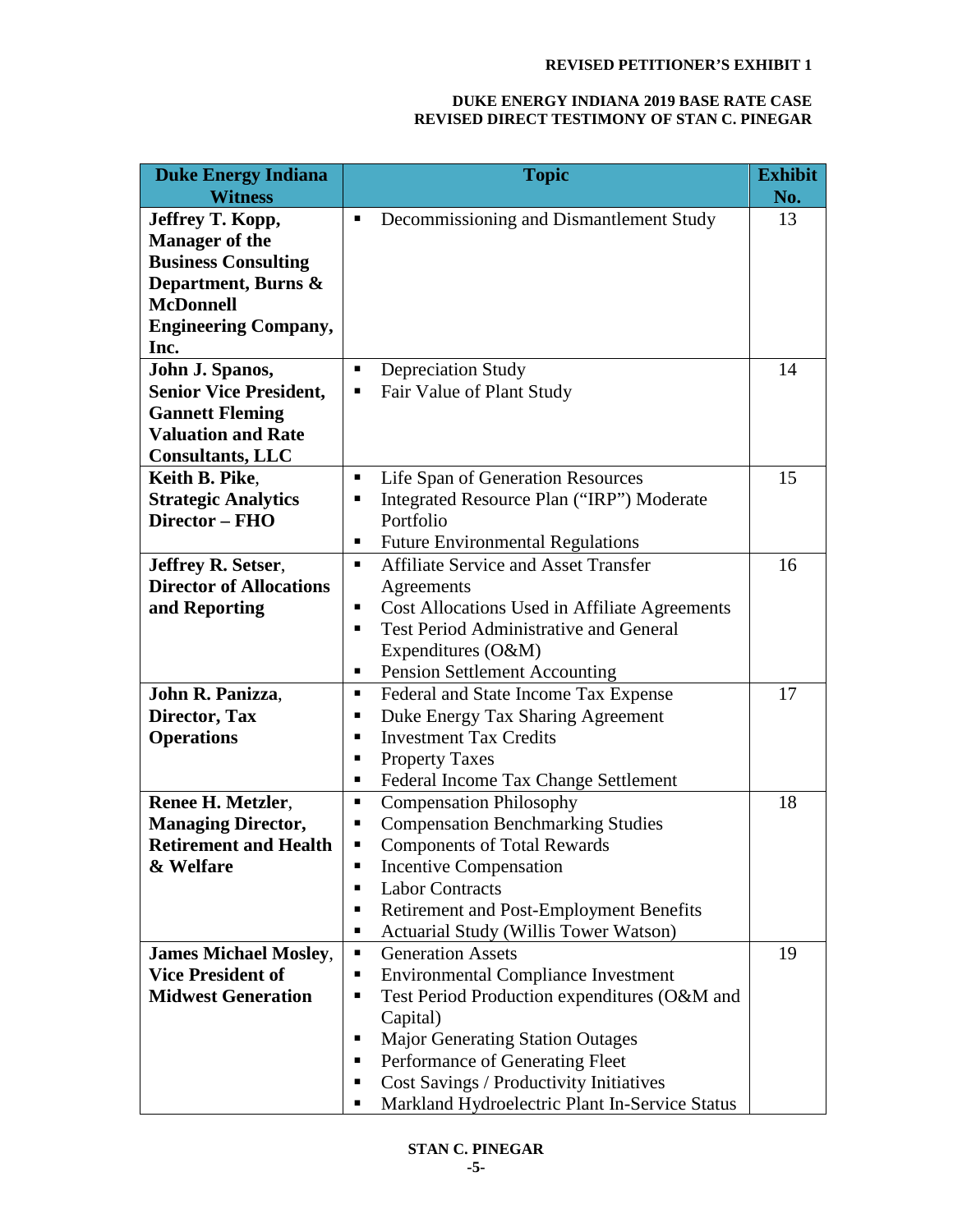| Duke Energy Indiana Witness | Topic | Exhibit No. |
|---|---|---|
| **Jeffrey T. Kopp, Manager of the Business Consulting Department, Burns & McDonnell Engineering Company, Inc.** | ▪ Decommissioning and Dismantlement Study | 13 |
| **John J. Spanos, Senior Vice President, Gannett Fleming Valuation and Rate Consultants, LLC** | ▪ Depreciation Study<br>▪ Fair Value of Plant Study | 14 |
| **Keith B. Pike, Strategic Analytics Director – FHO** | ▪ Life Span of Generation Resources<br>▪ Integrated Resource Plan ("IRP") Moderate Portfolio<br>▪ Future Environmental Regulations | 15 |
| **Jeffrey R. Setser, Director of Allocations and Reporting** | ▪ Affiliate Service and Asset Transfer Agreements<br>▪ Cost Allocations Used in Affiliate Agreements<br>▪ Test Period Administrative and General Expenditures (O&M)<br>▪ Pension Settlement Accounting | 16 |
| **John R. Panizza, Director, Tax Operations** | ▪ Federal and State Income Tax Expense<br>▪ Duke Energy Tax Sharing Agreement<br>▪ Investment Tax Credits<br>▪ Property Taxes<br>▪ Federal Income Tax Change Settlement | 17 |
| **Renee H. Metzler, Managing Director, Retirement and Health & Welfare** | ▪ Compensation Philosophy<br>▪ Compensation Benchmarking Studies<br>▪ Components of Total Rewards<br>▪ Incentive Compensation<br>▪ Labor Contracts<br>▪ Retirement and Post-Employment Benefits<br>▪ Actuarial Study (Willis Tower Watson) | 18 |
| **James Michael Mosley, Vice President of Midwest Generation** | ▪ Generation Assets<br>▪ Environmental Compliance Investment<br>▪ Test Period Production expenditures (O&M and Capital)<br>▪ Major Generating Station Outages<br>▪ Performance of Generating Fleet<br>▪ Cost Savings / Productivity Initiatives<br>▪ Markland Hydroelectric Plant In-Service Status | 19 |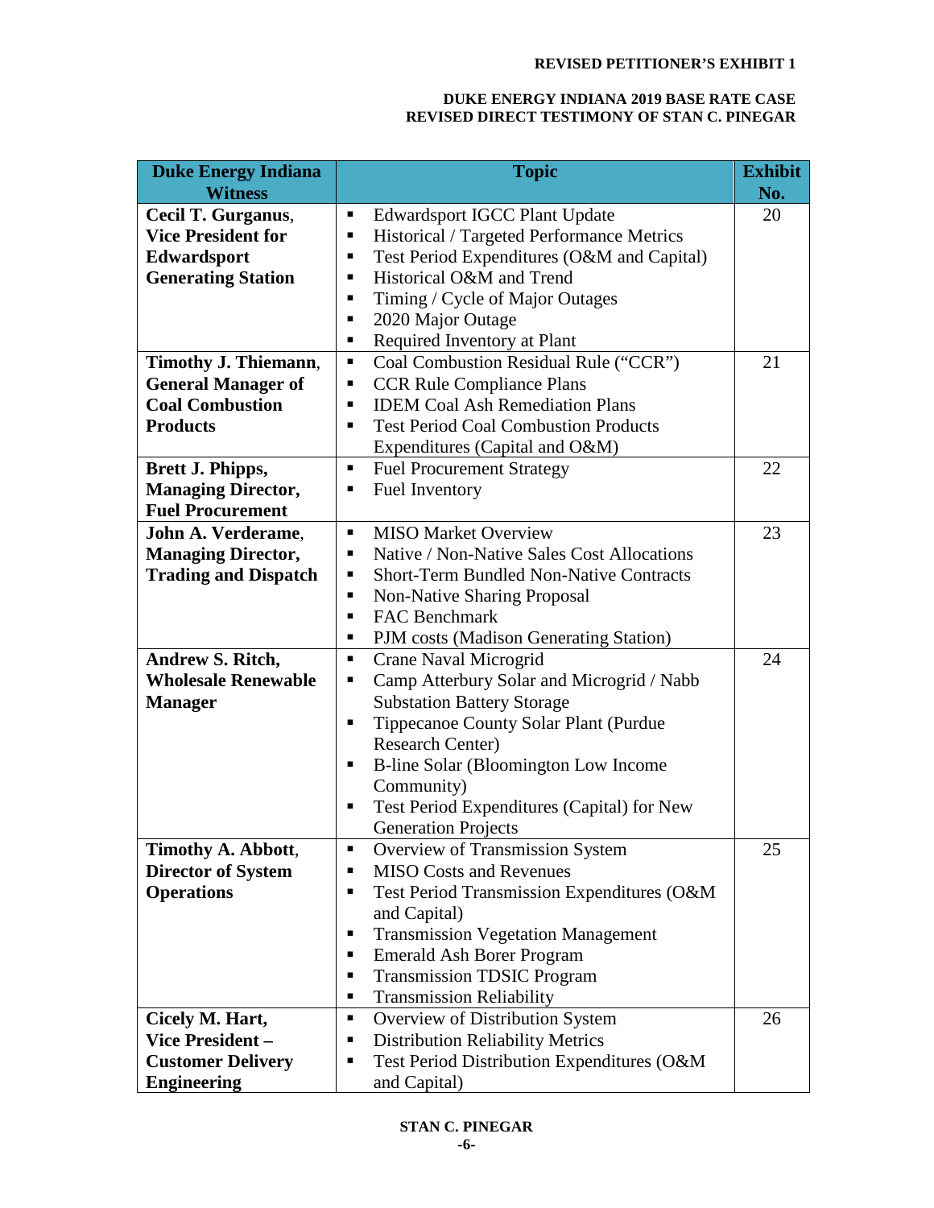| Duke Energy Indiana Witness | Topic | Exhibit No. |
|---|---|---|
| **Cecil T. Gurganus, Vice President for Edwardsport Generating Station** | ▪ Edwardsport IGCC Plant Update<br>▪ Historical / Targeted Performance Metrics<br>▪ Test Period Expenditures (O&M and Capital)<br>▪ Historical O&M and Trend<br>▪ Timing / Cycle of Major Outages<br>▪ 2020 Major Outage<br>▪ Required Inventory at Plant | 20 |
| **Timothy J. Thiemann, General Manager of Coal Combustion Products** | ▪ Coal Combustion Residual Rule ("CCR")<br>▪ CCR Rule Compliance Plans<br>▪ IDEM Coal Ash Remediation Plans<br>▪ Test Period Coal Combustion Products Expenditures (Capital and O&M) | 21 |
| **Brett J. Phipps, Managing Director, Fuel Procurement** | ▪ Fuel Procurement Strategy<br>▪ Fuel Inventory | 22 |
| **John A. Verderame, Managing Director, Trading and Dispatch** | ▪ MISO Market Overview<br>▪ Native / Non-Native Sales Cost Allocations<br>▪ Short-Term Bundled Non-Native Contracts<br>▪ Non-Native Sharing Proposal<br>▪ FAC Benchmark<br>▪ PJM costs (Madison Generating Station) | 23 |
| **Andrew S. Ritch, Wholesale Renewable Manager** | ▪ Crane Naval Microgrid<br>▪ Camp Atterbury Solar and Microgrid / Nabb Substation Battery Storage<br>▪ Tippecanoe County Solar Plant (Purdue Research Center)<br>▪ B-line Solar (Bloomington Low Income Community)<br>▪ Test Period Expenditures (Capital) for New Generation Projects | 24 |
| **Timothy A. Abbott, Director of System Operations** | ▪ Overview of Transmission System<br>▪ MISO Costs and Revenues<br>▪ Test Period Transmission Expenditures (O&M and Capital)<br>▪ Transmission Vegetation Management<br>▪ Emerald Ash Borer Program<br>▪ Transmission TDSIC Program<br>▪ Transmission Reliability | 25 |
| **Cicely M. Hart, Vice President – Customer Delivery Engineering** | ▪ Overview of Distribution System<br>▪ Distribution Reliability Metrics<br>▪ Test Period Distribution Expenditures (O&M and Capital) | 26 |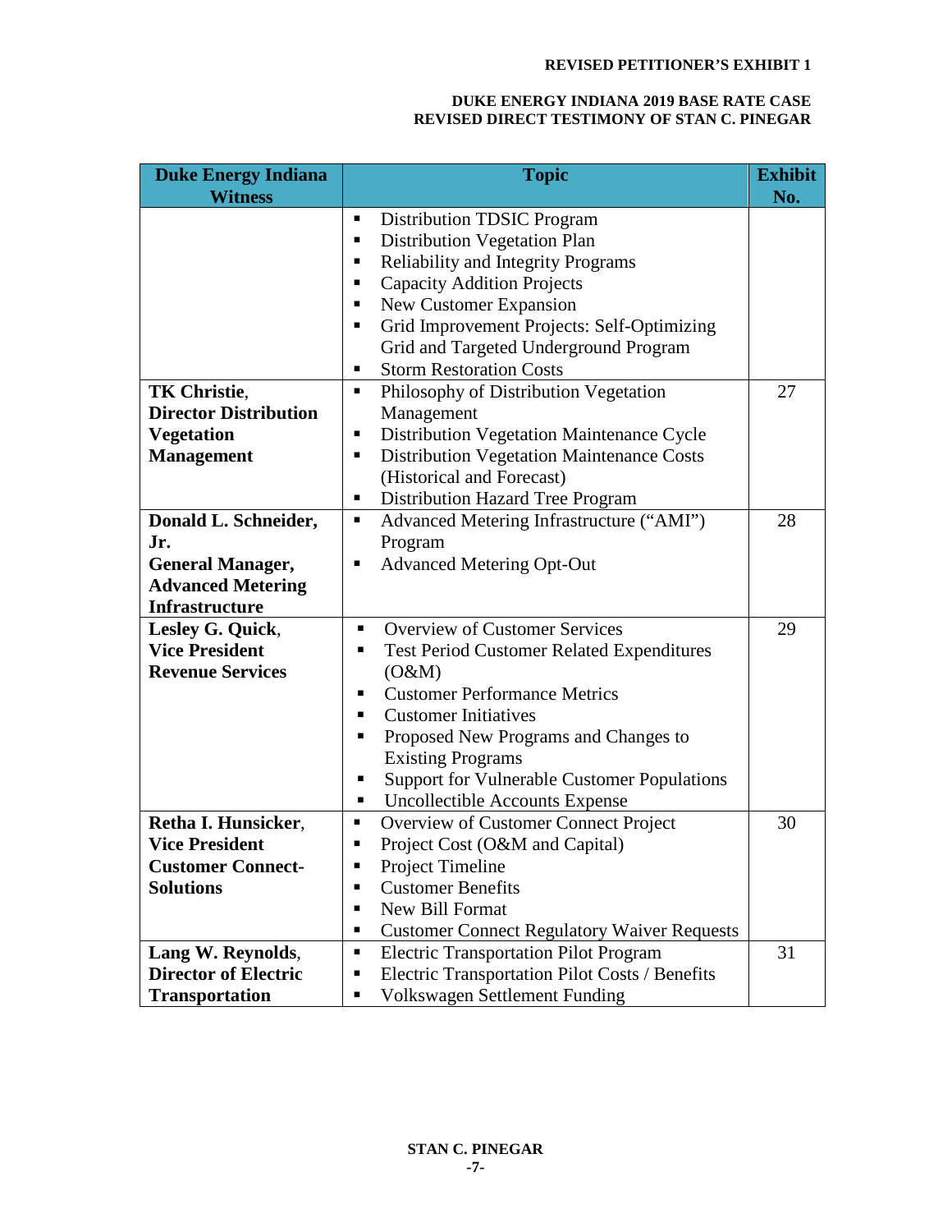| Duke Energy Indiana Witness | Topic | Exhibit No. |
|---|---|---|
| | ▪ Distribution TDSIC Program<br>▪ Distribution Vegetation Plan<br>▪ Reliability and Integrity Programs<br>▪ Capacity Addition Projects<br>▪ New Customer Expansion<br>▪ Grid Improvement Projects: Self-Optimizing Grid and Targeted Underground Program<br>▪ Storm Restoration Costs | |
| **TK Christie**, **Director Distribution Vegetation Management** | ▪ Philosophy of Distribution Vegetation Management<br>▪ Distribution Vegetation Maintenance Cycle<br>▪ Distribution Vegetation Maintenance Costs (Historical and Forecast)<br>▪ Distribution Hazard Tree Program | 27 |
| **Donald L. Schneider, Jr.** **General Manager, Advanced Metering Infrastructure** | ▪ Advanced Metering Infrastructure ("AMI") Program<br>▪ Advanced Metering Opt-Out | 28 |
| **Lesley G. Quick**, **Vice President Revenue Services** | ▪ Overview of Customer Services<br>▪ Test Period Customer Related Expenditures (O&M)<br>▪ Customer Performance Metrics<br>▪ Customer Initiatives<br>▪ Proposed New Programs and Changes to Existing Programs<br>▪ Support for Vulnerable Customer Populations<br>▪ Uncollectible Accounts Expense | 29 |
| **Retha I. Hunsicker**, **Vice President Customer Connect-Solutions** | ▪ Overview of Customer Connect Project<br>▪ Project Cost (O&M and Capital)<br>▪ Project Timeline<br>▪ Customer Benefits<br>▪ New Bill Format<br>▪ Customer Connect Regulatory Waiver Requests | 30 |
| **Lang W. Reynolds**, **Director of Electric Transportation** | ▪ Electric Transportation Pilot Program<br>▪ Electric Transportation Pilot Costs / Benefits<br>▪ Volkswagen Settlement Funding | 31 |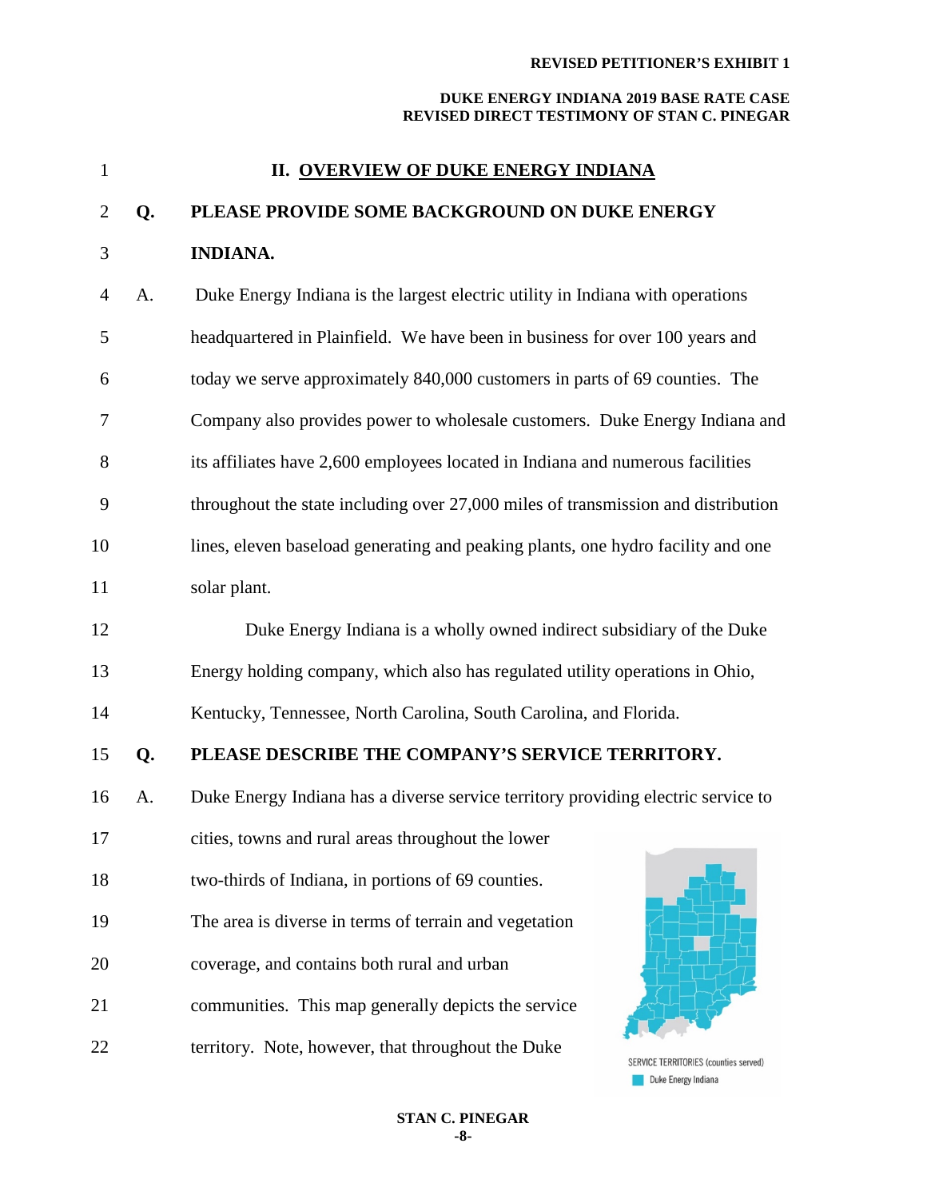## II. OVERVIEW OF DUKE ENERGY INDIANA

**Q. PLEASE PROVIDE SOME BACKGROUND ON DUKE ENERGY INDIANA.**

A. Duke Energy Indiana is the largest electric utility in Indiana with operations headquartered in Plainfield. We have been in business for over 100 years and today we serve approximately 840,000 customers in parts of 69 counties. The Company also provides power to wholesale customers. Duke Energy Indiana and its affiliates have 2,600 employees located in Indiana and numerous facilities throughout the state including over 27,000 miles of transmission and distribution lines, eleven baseload generating and peaking plants, one hydro facility and one solar plant.

Duke Energy Indiana is a wholly owned indirect subsidiary of the Duke Energy holding company, which also has regulated utility operations in Ohio, Kentucky, Tennessee, North Carolina, South Carolina, and Florida.

**Q. PLEASE DESCRIBE THE COMPANY'S SERVICE TERRITORY.**

A. Duke Energy Indiana has a diverse service territory providing electric service to cities, towns and rural areas throughout the lower two-thirds of Indiana, in portions of 69 counties. The area is diverse in terms of terrain and vegetation coverage, and contains both rural and urban communities. This map generally depicts the service territory. Note, however, that throughout the Duke

SERVICE TERRITORIES (counties served)
Duke Energy Indiana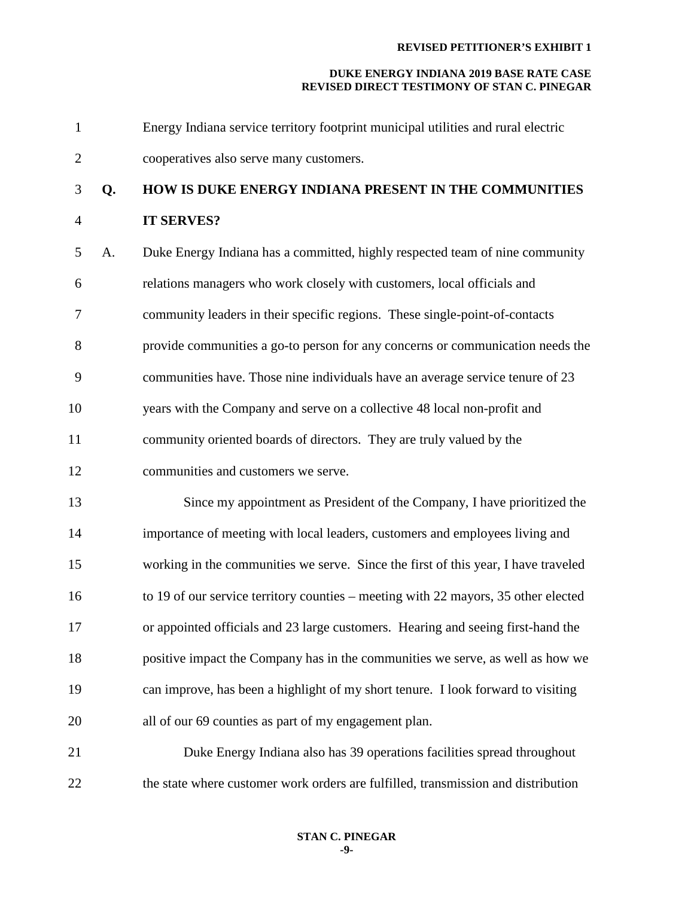Energy Indiana service territory footprint municipal utilities and rural electric cooperatives also serve many customers.

**Q. HOW IS DUKE ENERGY INDIANA PRESENT IN THE COMMUNITIES IT SERVES?**

A. Duke Energy Indiana has a committed, highly respected team of nine community relations managers who work closely with customers, local officials and community leaders in their specific regions. These single-point-of-contacts provide communities a go-to person for any concerns or communication needs the communities have. Those nine individuals have an average service tenure of 23 years with the Company and serve on a collective 48 local non-profit and community oriented boards of directors. They are truly valued by the communities and customers we serve.

Since my appointment as President of the Company, I have prioritized the importance of meeting with local leaders, customers and employees living and working in the communities we serve. Since the first of this year, I have traveled to 19 of our service territory counties – meeting with 22 mayors, 35 other elected or appointed officials and 23 large customers. Hearing and seeing first-hand the positive impact the Company has in the communities we serve, as well as how we can improve, has been a highlight of my short tenure. I look forward to visiting all of our 69 counties as part of my engagement plan.

Duke Energy Indiana also has 39 operations facilities spread throughout the state where customer work orders are fulfilled, transmission and distribution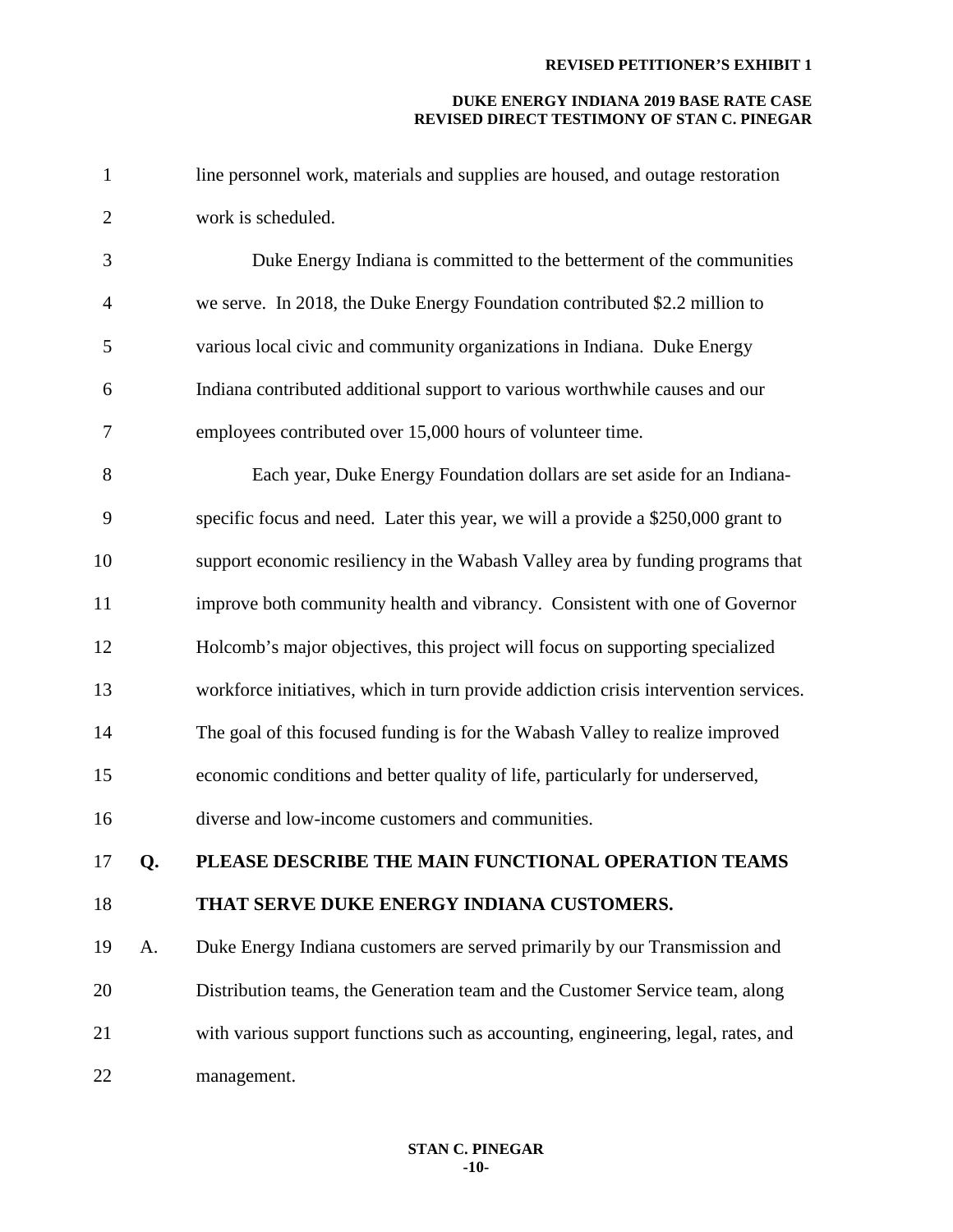line personnel work, materials and supplies are housed, and outage restoration work is scheduled.

Duke Energy Indiana is committed to the betterment of the communities we serve. In 2018, the Duke Energy Foundation contributed $2.2 million to various local civic and community organizations in Indiana. Duke Energy Indiana contributed additional support to various worthwhile causes and our employees contributed over 15,000 hours of volunteer time.

Each year, Duke Energy Foundation dollars are set aside for an Indiana-specific focus and need. Later this year, we will a provide a $250,000 grant to support economic resiliency in the Wabash Valley area by funding programs that improve both community health and vibrancy. Consistent with one of Governor Holcomb's major objectives, this project will focus on supporting specialized workforce initiatives, which in turn provide addiction crisis intervention services. The goal of this focused funding is for the Wabash Valley to realize improved economic conditions and better quality of life, particularly for underserved, diverse and low-income customers and communities.

**Q. PLEASE DESCRIBE THE MAIN FUNCTIONAL OPERATION TEAMS THAT SERVE DUKE ENERGY INDIANA CUSTOMERS.**

A. Duke Energy Indiana customers are served primarily by our Transmission and Distribution teams, the Generation team and the Customer Service team, along with various support functions such as accounting, engineering, legal, rates, and management.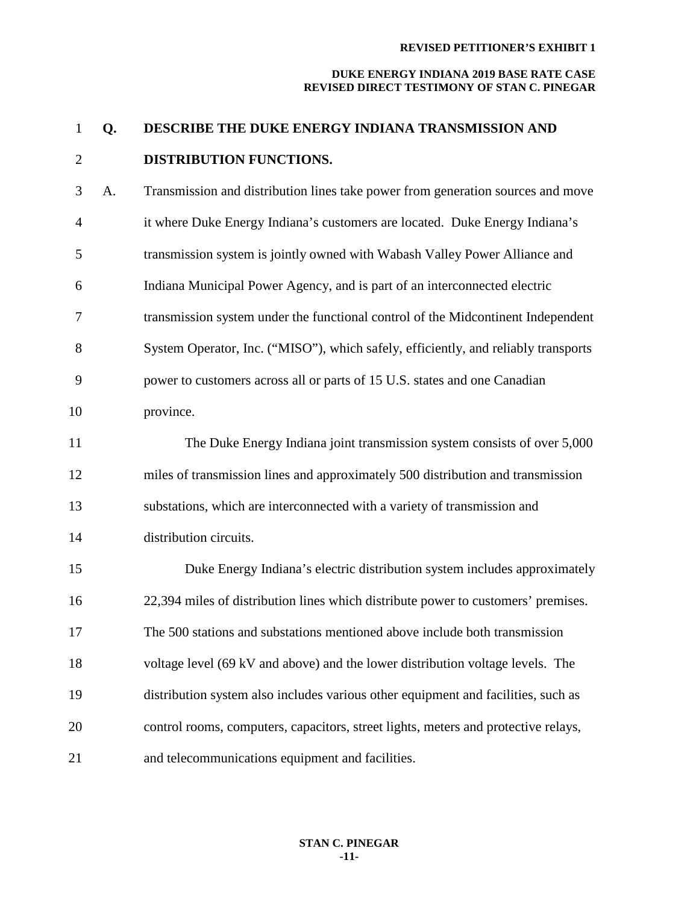**Q. DESCRIBE THE DUKE ENERGY INDIANA TRANSMISSION AND DISTRIBUTION FUNCTIONS.**

A. Transmission and distribution lines take power from generation sources and move it where Duke Energy Indiana's customers are located. Duke Energy Indiana's transmission system is jointly owned with Wabash Valley Power Alliance and Indiana Municipal Power Agency, and is part of an interconnected electric transmission system under the functional control of the Midcontinent Independent System Operator, Inc. ("MISO"), which safely, efficiently, and reliably transports power to customers across all or parts of 15 U.S. states and one Canadian province.

The Duke Energy Indiana joint transmission system consists of over 5,000 miles of transmission lines and approximately 500 distribution and transmission substations, which are interconnected with a variety of transmission and distribution circuits.

Duke Energy Indiana's electric distribution system includes approximately 22,394 miles of distribution lines which distribute power to customers' premises. The 500 stations and substations mentioned above include both transmission voltage level (69 kV and above) and the lower distribution voltage levels. The distribution system also includes various other equipment and facilities, such as control rooms, computers, capacitors, street lights, meters and protective relays, and telecommunications equipment and facilities.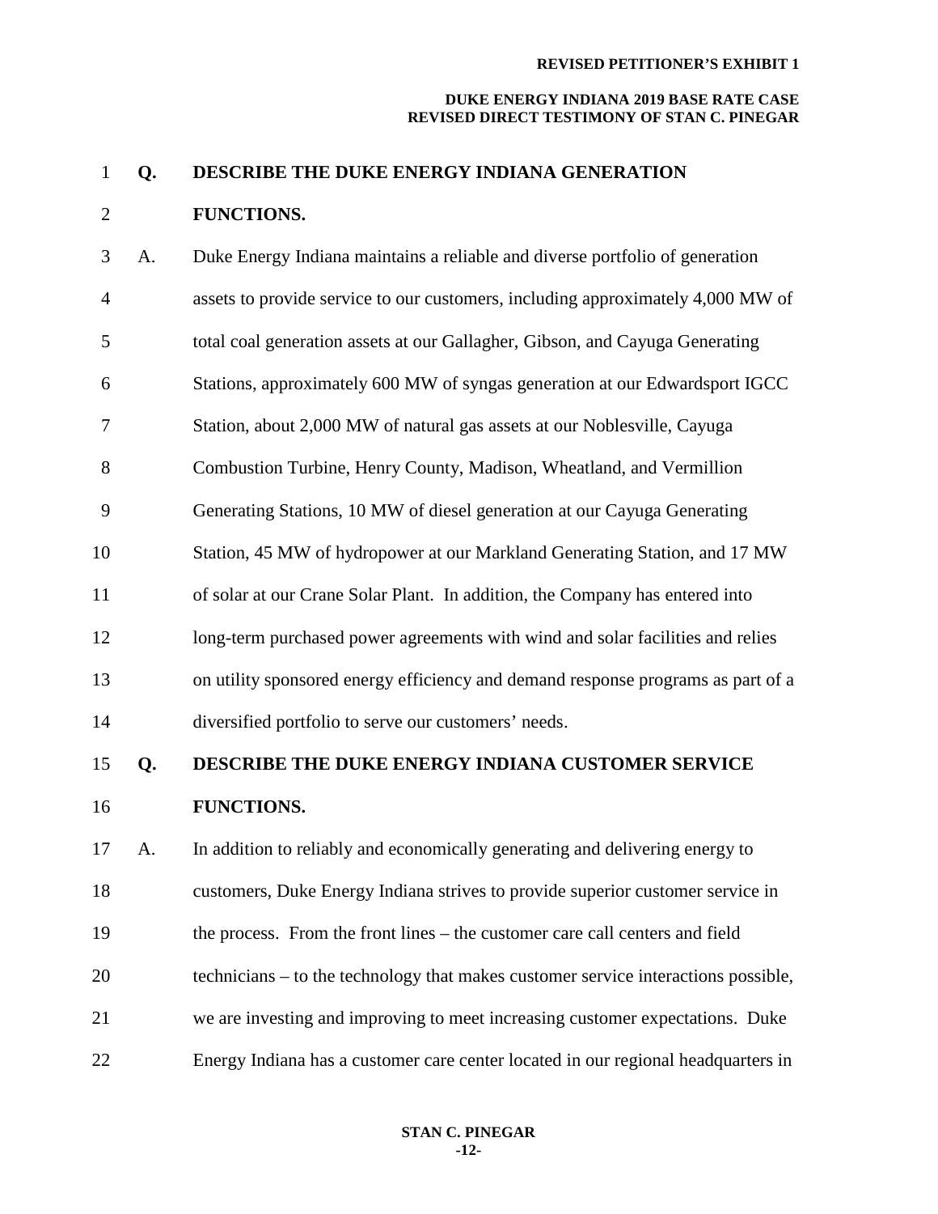**Q. DESCRIBE THE DUKE ENERGY INDIANA GENERATION FUNCTIONS.**

A. Duke Energy Indiana maintains a reliable and diverse portfolio of generation assets to provide service to our customers, including approximately 4,000 MW of total coal generation assets at our Gallagher, Gibson, and Cayuga Generating Stations, approximately 600 MW of syngas generation at our Edwardsport IGCC Station, about 2,000 MW of natural gas assets at our Noblesville, Cayuga Combustion Turbine, Henry County, Madison, Wheatland, and Vermillion Generating Stations, 10 MW of diesel generation at our Cayuga Generating Station, 45 MW of hydropower at our Markland Generating Station, and 17 MW of solar at our Crane Solar Plant. In addition, the Company has entered into long-term purchased power agreements with wind and solar facilities and relies on utility sponsored energy efficiency and demand response programs as part of a diversified portfolio to serve our customers' needs.

**Q. DESCRIBE THE DUKE ENERGY INDIANA CUSTOMER SERVICE FUNCTIONS.**

A. In addition to reliably and economically generating and delivering energy to customers, Duke Energy Indiana strives to provide superior customer service in the process. From the front lines – the customer care call centers and field technicians – to the technology that makes customer service interactions possible, we are investing and improving to meet increasing customer expectations. Duke Energy Indiana has a customer care center located in our regional headquarters in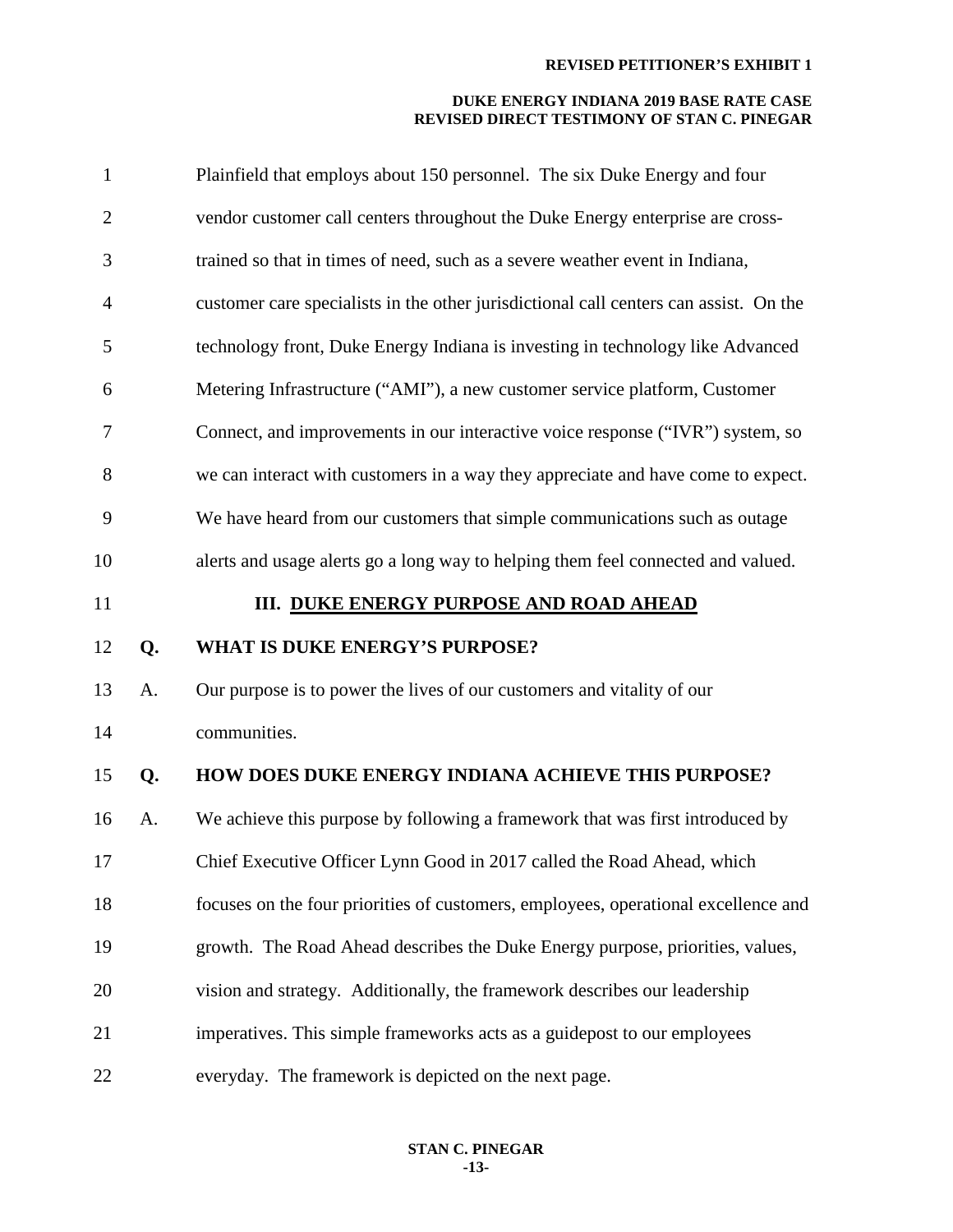Plainfield that employs about 150 personnel. The six Duke Energy and four vendor customer call centers throughout the Duke Energy enterprise are cross-trained so that in times of need, such as a severe weather event in Indiana, customer care specialists in the other jurisdictional call centers can assist. On the technology front, Duke Energy Indiana is investing in technology like Advanced Metering Infrastructure ("AMI"), a new customer service platform, Customer Connect, and improvements in our interactive voice response ("IVR") system, so we can interact with customers in a way they appreciate and have come to expect. We have heard from our customers that simple communications such as outage alerts and usage alerts go a long way to helping them feel connected and valued.

## III. DUKE ENERGY PURPOSE AND ROAD AHEAD

**Q. WHAT IS DUKE ENERGY'S PURPOSE?**

A. Our purpose is to power the lives of our customers and vitality of our communities.

**Q. HOW DOES DUKE ENERGY INDIANA ACHIEVE THIS PURPOSE?**

A. We achieve this purpose by following a framework that was first introduced by Chief Executive Officer Lynn Good in 2017 called the Road Ahead, which focuses on the four priorities of customers, employees, operational excellence and growth. The Road Ahead describes the Duke Energy purpose, priorities, values, vision and strategy. Additionally, the framework describes our leadership imperatives. This simple frameworks acts as a guidepost to our employees everyday. The framework is depicted on the next page.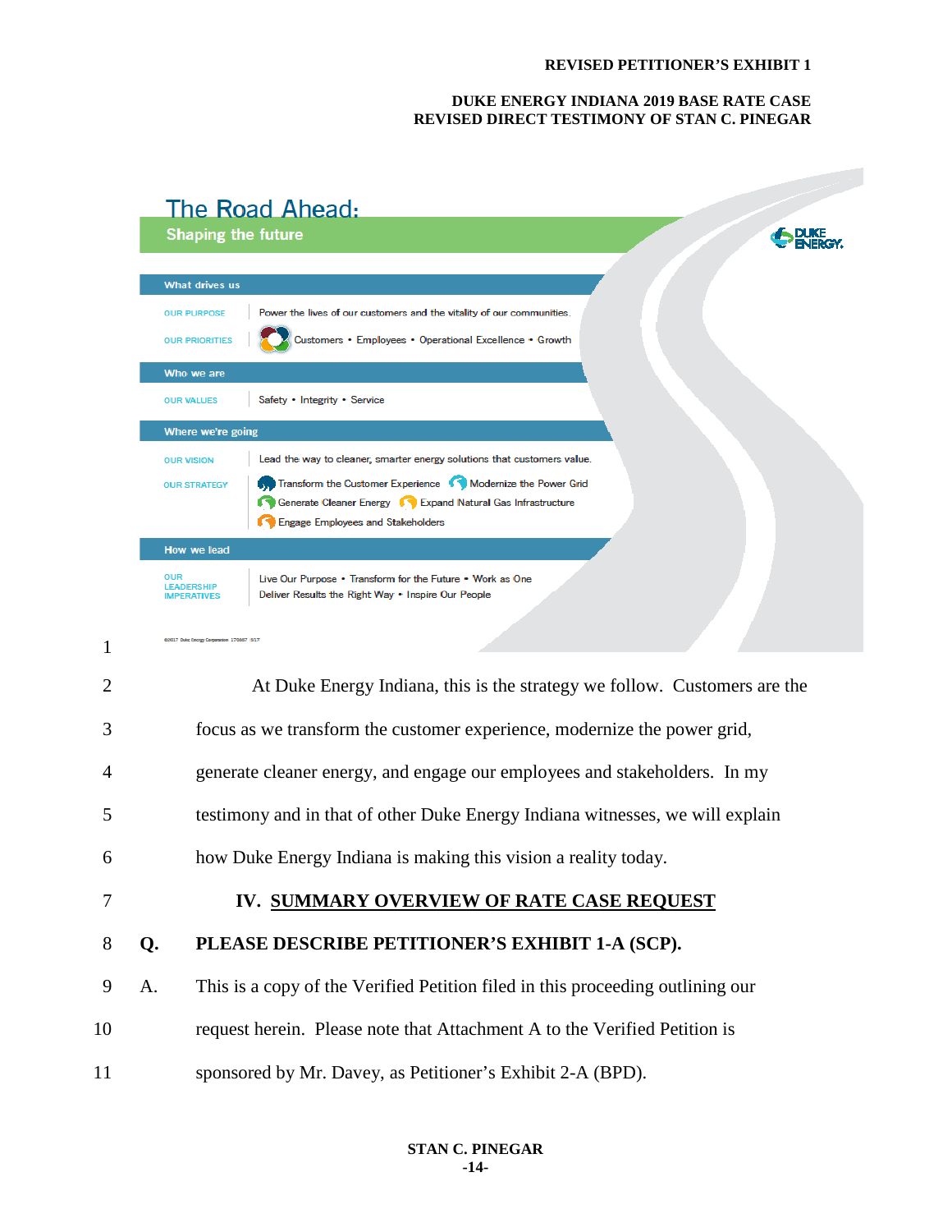## The Road Ahead:
### Shaping the future

**What drives us**

| | |
|---|---|
| OUR PURPOSE | Power the lives of our customers and the vitality of our communities. |
| OUR PRIORITIES | Customers • Employees • Operational Excellence • Growth |

**Who we are**

| | |
|---|---|
| OUR VALUES | Safety • Integrity • Service |

**Where we're going**

| | |
|---|---|
| OUR VISION | Lead the way to cleaner, smarter energy solutions that customers value. |
| OUR STRATEGY | Transform the Customer Experience • Modernize the Power Grid • Generate Cleaner Energy • Expand Natural Gas Infrastructure • Engage Employees and Stakeholders |

**How we lead**

| | |
|---|---|
| OUR LEADERSHIP IMPERATIVES | Live Our Purpose • Transform for the Future • Work as One • Deliver Results the Right Way • Inspire Our People |

©2017 Duke Energy Corporation 170867 5/17

At Duke Energy Indiana, this is the strategy we follow. Customers are the focus as we transform the customer experience, modernize the power grid, generate cleaner energy, and engage our employees and stakeholders. In my testimony and in that of other Duke Energy Indiana witnesses, we will explain how Duke Energy Indiana is making this vision a reality today.

## IV. SUMMARY OVERVIEW OF RATE CASE REQUEST

**Q. PLEASE DESCRIBE PETITIONER'S EXHIBIT 1-A (SCP).**

A. This is a copy of the Verified Petition filed in this proceeding outlining our request herein. Please note that Attachment A to the Verified Petition is sponsored by Mr. Davey, as Petitioner's Exhibit 2-A (BPD).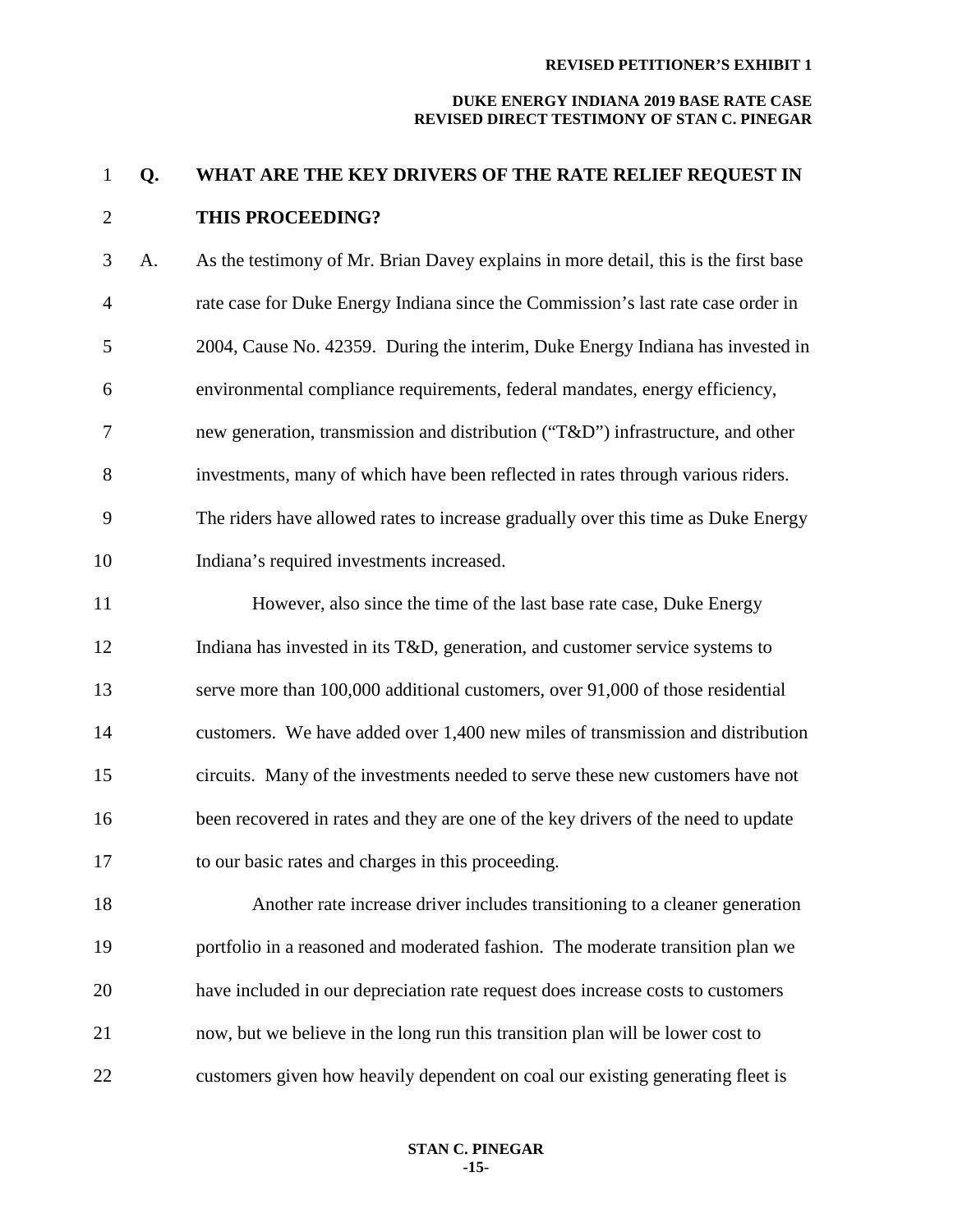**Q. WHAT ARE THE KEY DRIVERS OF THE RATE RELIEF REQUEST IN THIS PROCEEDING?**

A. As the testimony of Mr. Brian Davey explains in more detail, this is the first base rate case for Duke Energy Indiana since the Commission's last rate case order in 2004, Cause No. 42359. During the interim, Duke Energy Indiana has invested in environmental compliance requirements, federal mandates, energy efficiency, new generation, transmission and distribution ("T&D") infrastructure, and other investments, many of which have been reflected in rates through various riders. The riders have allowed rates to increase gradually over this time as Duke Energy Indiana's required investments increased.

However, also since the time of the last base rate case, Duke Energy Indiana has invested in its T&D, generation, and customer service systems to serve more than 100,000 additional customers, over 91,000 of those residential customers. We have added over 1,400 new miles of transmission and distribution circuits. Many of the investments needed to serve these new customers have not been recovered in rates and they are one of the key drivers of the need to update to our basic rates and charges in this proceeding.

Another rate increase driver includes transitioning to a cleaner generation portfolio in a reasoned and moderated fashion. The moderate transition plan we have included in our depreciation rate request does increase costs to customers now, but we believe in the long run this transition plan will be lower cost to customers given how heavily dependent on coal our existing generating fleet is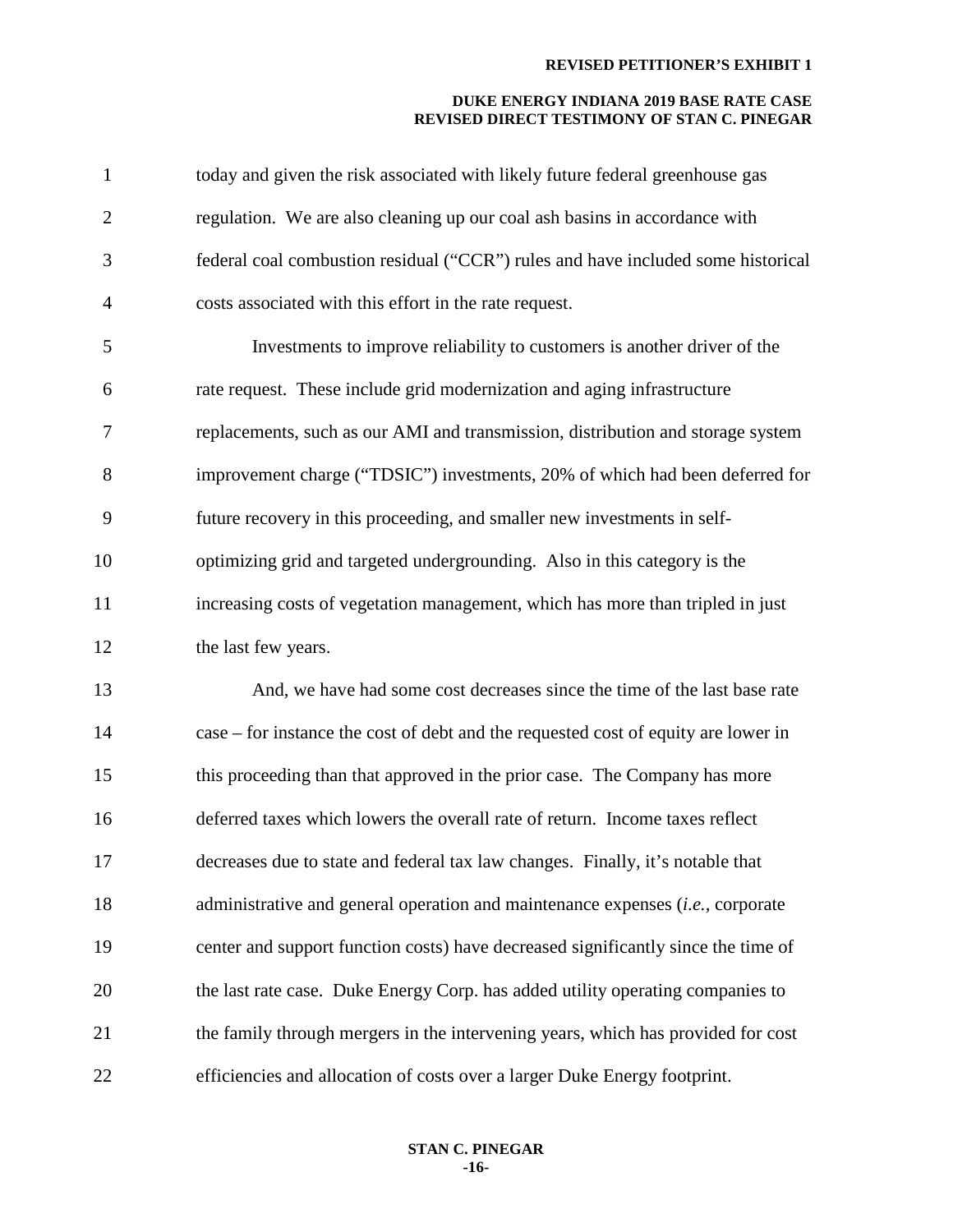today and given the risk associated with likely future federal greenhouse gas regulation. We are also cleaning up our coal ash basins in accordance with federal coal combustion residual ("CCR") rules and have included some historical costs associated with this effort in the rate request.

Investments to improve reliability to customers is another driver of the rate request. These include grid modernization and aging infrastructure replacements, such as our AMI and transmission, distribution and storage system improvement charge ("TDSIC") investments, 20% of which had been deferred for future recovery in this proceeding, and smaller new investments in self-optimizing grid and targeted undergrounding. Also in this category is the increasing costs of vegetation management, which has more than tripled in just the last few years.

And, we have had some cost decreases since the time of the last base rate case – for instance the cost of debt and the requested cost of equity are lower in this proceeding than that approved in the prior case. The Company has more deferred taxes which lowers the overall rate of return. Income taxes reflect decreases due to state and federal tax law changes. Finally, it's notable that administrative and general operation and maintenance expenses (*i.e.*, corporate center and support function costs) have decreased significantly since the time of the last rate case. Duke Energy Corp. has added utility operating companies to the family through mergers in the intervening years, which has provided for cost efficiencies and allocation of costs over a larger Duke Energy footprint.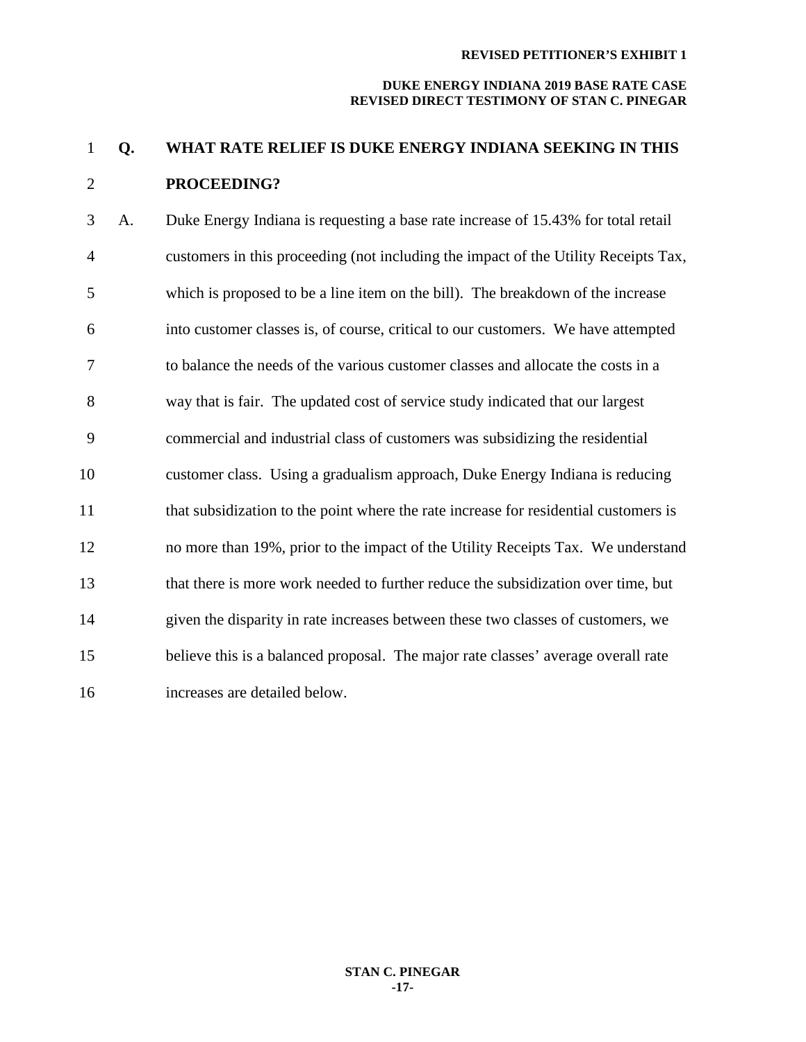**Q. WHAT RATE RELIEF IS DUKE ENERGY INDIANA SEEKING IN THIS PROCEEDING?**

A. Duke Energy Indiana is requesting a base rate increase of 15.43% for total retail customers in this proceeding (not including the impact of the Utility Receipts Tax, which is proposed to be a line item on the bill). The breakdown of the increase into customer classes is, of course, critical to our customers. We have attempted to balance the needs of the various customer classes and allocate the costs in a way that is fair. The updated cost of service study indicated that our largest commercial and industrial class of customers was subsidizing the residential customer class. Using a gradualism approach, Duke Energy Indiana is reducing that subsidization to the point where the rate increase for residential customers is no more than 19%, prior to the impact of the Utility Receipts Tax. We understand that there is more work needed to further reduce the subsidization over time, but given the disparity in rate increases between these two classes of customers, we believe this is a balanced proposal. The major rate classes' average overall rate increases are detailed below.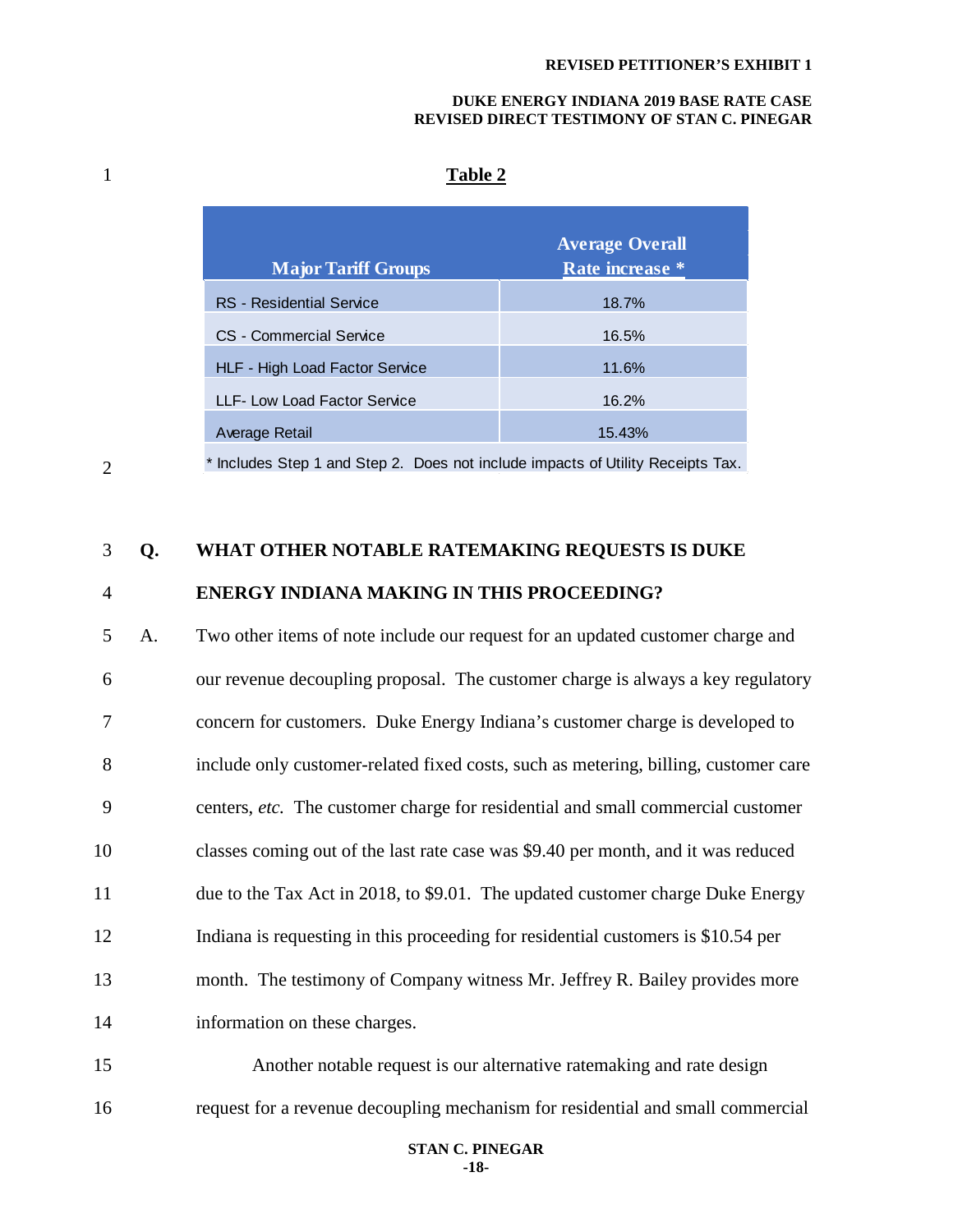**Table 2**

| Major Tariff Groups | Average Overall Rate increase * |
|---|---|
| RS - Residential Service | 18.7% |
| CS - Commercial Service | 16.5% |
| HLF - High Load Factor Service | 11.6% |
| LLF- Low Load Factor Service | 16.2% |
| Average Retail | 15.43% |

* Includes Step 1 and Step 2. Does not include impacts of Utility Receipts Tax.

**Q. WHAT OTHER NOTABLE RATEMAKING REQUESTS IS DUKE ENERGY INDIANA MAKING IN THIS PROCEEDING?**

A. Two other items of note include our request for an updated customer charge and our revenue decoupling proposal. The customer charge is always a key regulatory concern for customers. Duke Energy Indiana's customer charge is developed to include only customer-related fixed costs, such as metering, billing, customer care centers, *etc.* The customer charge for residential and small commercial customer classes coming out of the last rate case was $9.40 per month, and it was reduced due to the Tax Act in 2018, to $9.01. The updated customer charge Duke Energy Indiana is requesting in this proceeding for residential customers is $10.54 per month. The testimony of Company witness Mr. Jeffrey R. Bailey provides more information on these charges.

Another notable request is our alternative ratemaking and rate design request for a revenue decoupling mechanism for residential and small commercial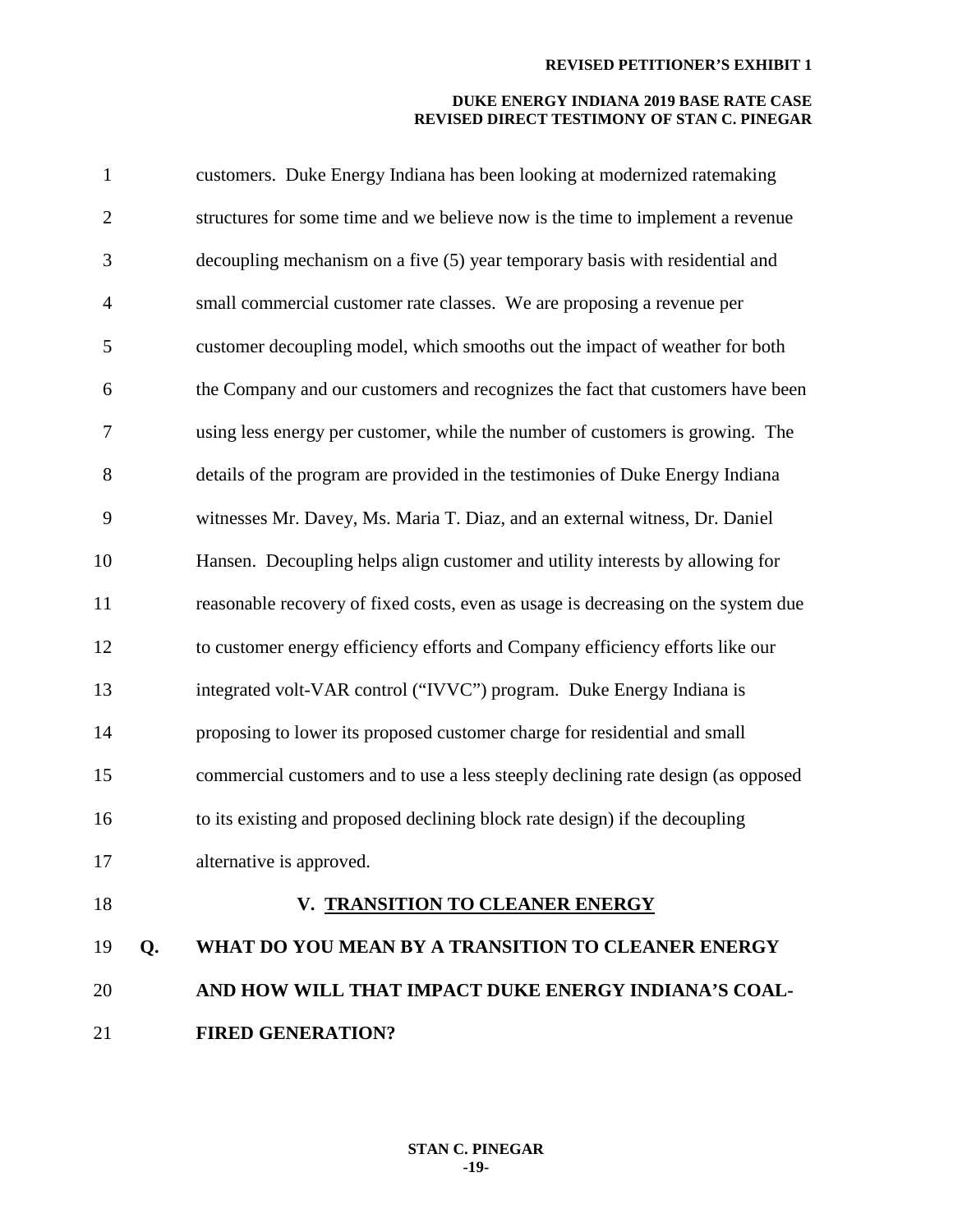customers. Duke Energy Indiana has been looking at modernized ratemaking structures for some time and we believe now is the time to implement a revenue decoupling mechanism on a five (5) year temporary basis with residential and small commercial customer rate classes. We are proposing a revenue per customer decoupling model, which smooths out the impact of weather for both the Company and our customers and recognizes the fact that customers have been using less energy per customer, while the number of customers is growing. The details of the program are provided in the testimonies of Duke Energy Indiana witnesses Mr. Davey, Ms. Maria T. Diaz, and an external witness, Dr. Daniel Hansen. Decoupling helps align customer and utility interests by allowing for reasonable recovery of fixed costs, even as usage is decreasing on the system due to customer energy efficiency efforts and Company efficiency efforts like our integrated volt-VAR control ("IVVC") program. Duke Energy Indiana is proposing to lower its proposed customer charge for residential and small commercial customers and to use a less steeply declining rate design (as opposed to its existing and proposed declining block rate design) if the decoupling alternative is approved.

## V. TRANSITION TO CLEANER ENERGY

**Q. WHAT DO YOU MEAN BY A TRANSITION TO CLEANER ENERGY AND HOW WILL THAT IMPACT DUKE ENERGY INDIANA'S COAL-FIRED GENERATION?**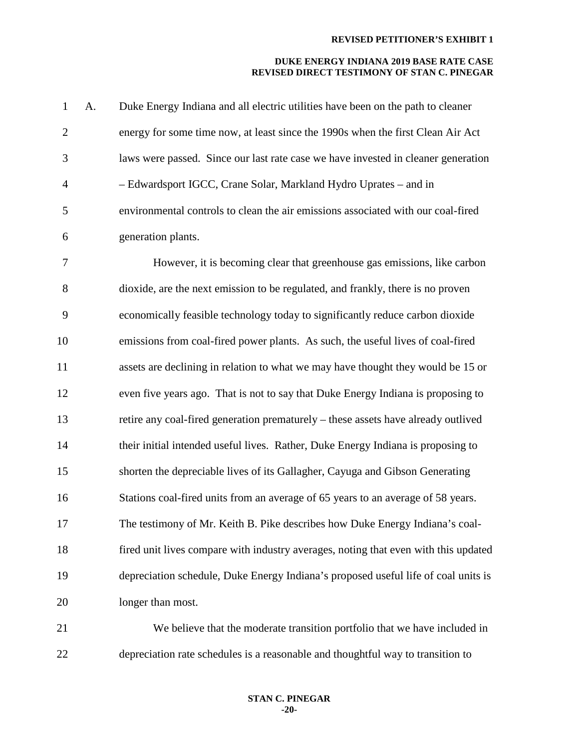A. Duke Energy Indiana and all electric utilities have been on the path to cleaner energy for some time now, at least since the 1990s when the first Clean Air Act laws were passed. Since our last rate case we have invested in cleaner generation – Edwardsport IGCC, Crane Solar, Markland Hydro Uprates – and in environmental controls to clean the air emissions associated with our coal-fired generation plants.

However, it is becoming clear that greenhouse gas emissions, like carbon dioxide, are the next emission to be regulated, and frankly, there is no proven economically feasible technology today to significantly reduce carbon dioxide emissions from coal-fired power plants. As such, the useful lives of coal-fired assets are declining in relation to what we may have thought they would be 15 or even five years ago. That is not to say that Duke Energy Indiana is proposing to retire any coal-fired generation prematurely – these assets have already outlived their initial intended useful lives. Rather, Duke Energy Indiana is proposing to shorten the depreciable lives of its Gallagher, Cayuga and Gibson Generating Stations coal-fired units from an average of 65 years to an average of 58 years. The testimony of Mr. Keith B. Pike describes how Duke Energy Indiana's coal-fired unit lives compare with industry averages, noting that even with this updated depreciation schedule, Duke Energy Indiana's proposed useful life of coal units is longer than most.

We believe that the moderate transition portfolio that we have included in depreciation rate schedules is a reasonable and thoughtful way to transition to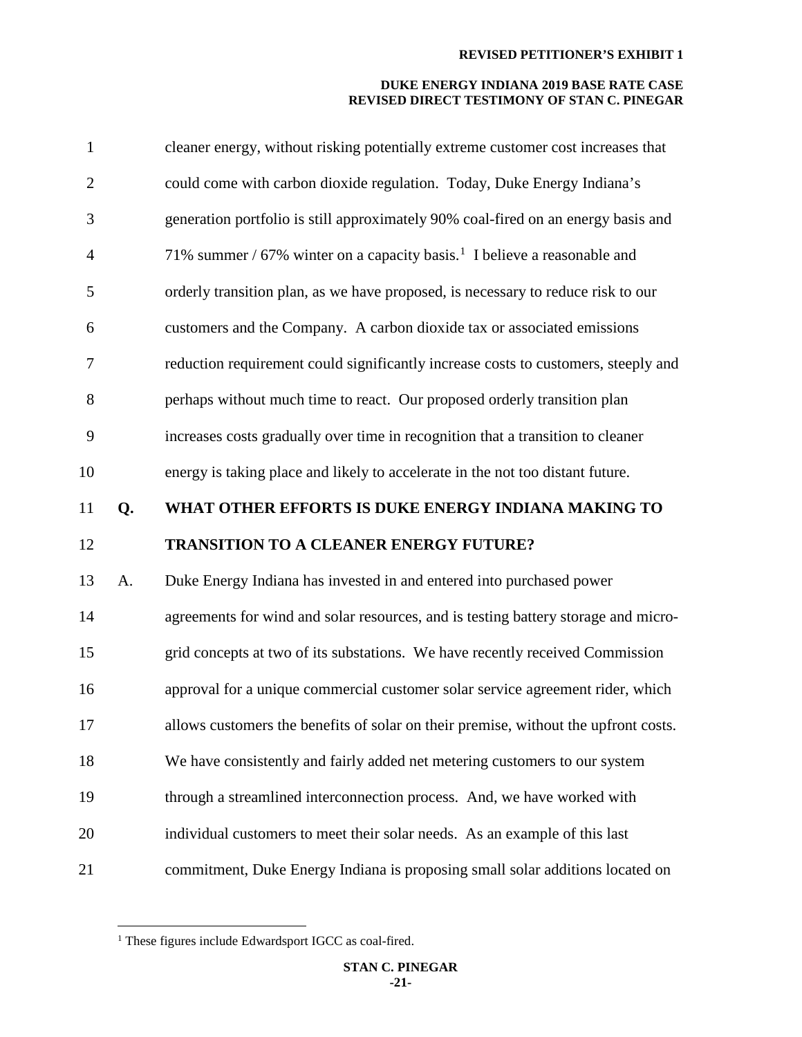cleaner energy, without risking potentially extreme customer cost increases that could come with carbon dioxide regulation. Today, Duke Energy Indiana's generation portfolio is still approximately 90% coal-fired on an energy basis and 71% summer / 67% winter on a capacity basis.[1] I believe a reasonable and orderly transition plan, as we have proposed, is necessary to reduce risk to our customers and the Company. A carbon dioxide tax or associated emissions reduction requirement could significantly increase costs to customers, steeply and perhaps without much time to react. Our proposed orderly transition plan increases costs gradually over time in recognition that a transition to cleaner energy is taking place and likely to accelerate in the not too distant future.

**Q. WHAT OTHER EFFORTS IS DUKE ENERGY INDIANA MAKING TO TRANSITION TO A CLEANER ENERGY FUTURE?**

A. Duke Energy Indiana has invested in and entered into purchased power agreements for wind and solar resources, and is testing battery storage and micro-grid concepts at two of its substations. We have recently received Commission approval for a unique commercial customer solar service agreement rider, which allows customers the benefits of solar on their premise, without the upfront costs. We have consistently and fairly added net metering customers to our system through a streamlined interconnection process. And, we have worked with individual customers to meet their solar needs. As an example of this last commitment, Duke Energy Indiana is proposing small solar additions located on

[1] These figures include Edwardsport IGCC as coal-fired.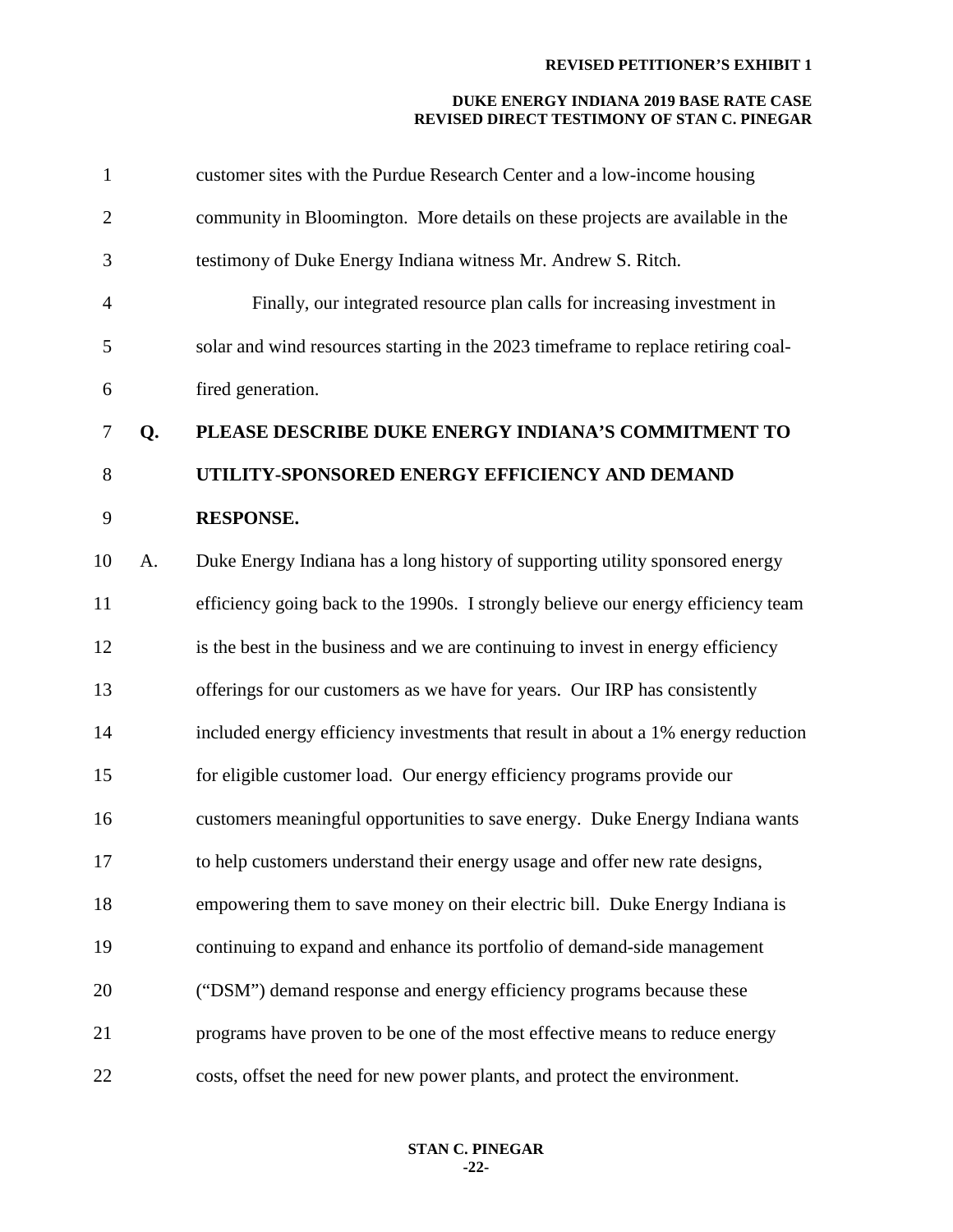customer sites with the Purdue Research Center and a low-income housing community in Bloomington. More details on these projects are available in the testimony of Duke Energy Indiana witness Mr. Andrew S. Ritch.

Finally, our integrated resource plan calls for increasing investment in solar and wind resources starting in the 2023 timeframe to replace retiring coal-fired generation.

**Q. PLEASE DESCRIBE DUKE ENERGY INDIANA'S COMMITMENT TO UTILITY-SPONSORED ENERGY EFFICIENCY AND DEMAND RESPONSE.**

A. Duke Energy Indiana has a long history of supporting utility sponsored energy efficiency going back to the 1990s. I strongly believe our energy efficiency team is the best in the business and we are continuing to invest in energy efficiency offerings for our customers as we have for years. Our IRP has consistently included energy efficiency investments that result in about a 1% energy reduction for eligible customer load. Our energy efficiency programs provide our customers meaningful opportunities to save energy. Duke Energy Indiana wants to help customers understand their energy usage and offer new rate designs, empowering them to save money on their electric bill. Duke Energy Indiana is continuing to expand and enhance its portfolio of demand-side management ("DSM") demand response and energy efficiency programs because these programs have proven to be one of the most effective means to reduce energy costs, offset the need for new power plants, and protect the environment.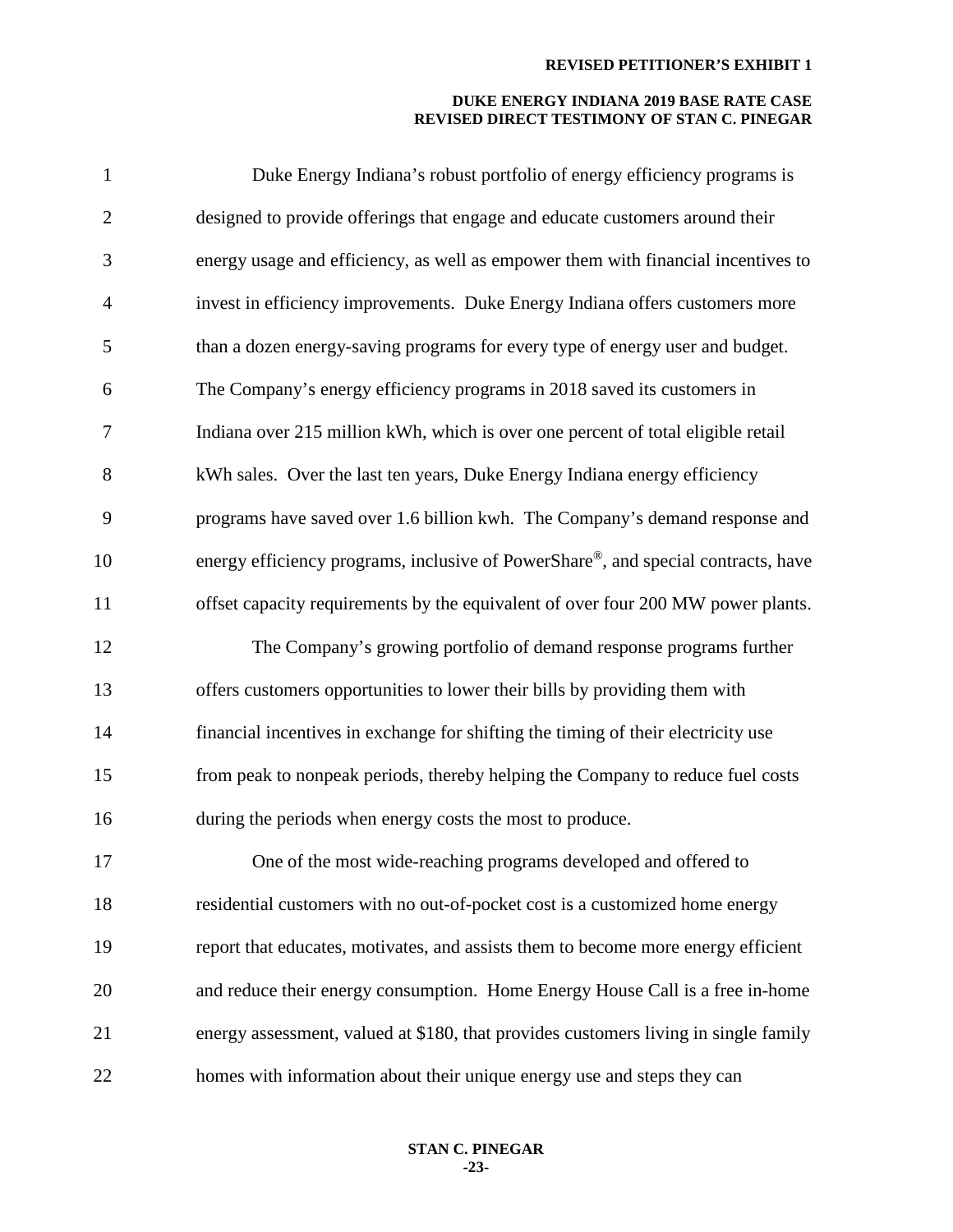Duke Energy Indiana's robust portfolio of energy efficiency programs is designed to provide offerings that engage and educate customers around their energy usage and efficiency, as well as empower them with financial incentives to invest in efficiency improvements. Duke Energy Indiana offers customers more than a dozen energy-saving programs for every type of energy user and budget. The Company's energy efficiency programs in 2018 saved its customers in Indiana over 215 million kWh, which is over one percent of total eligible retail kWh sales. Over the last ten years, Duke Energy Indiana energy efficiency programs have saved over 1.6 billion kwh. The Company's demand response and energy efficiency programs, inclusive of PowerShare®, and special contracts, have offset capacity requirements by the equivalent of over four 200 MW power plants.

The Company's growing portfolio of demand response programs further offers customers opportunities to lower their bills by providing them with financial incentives in exchange for shifting the timing of their electricity use from peak to nonpeak periods, thereby helping the Company to reduce fuel costs during the periods when energy costs the most to produce.

One of the most wide-reaching programs developed and offered to residential customers with no out-of-pocket cost is a customized home energy report that educates, motivates, and assists them to become more energy efficient and reduce their energy consumption. Home Energy House Call is a free in-home energy assessment, valued at $180, that provides customers living in single family homes with information about their unique energy use and steps they can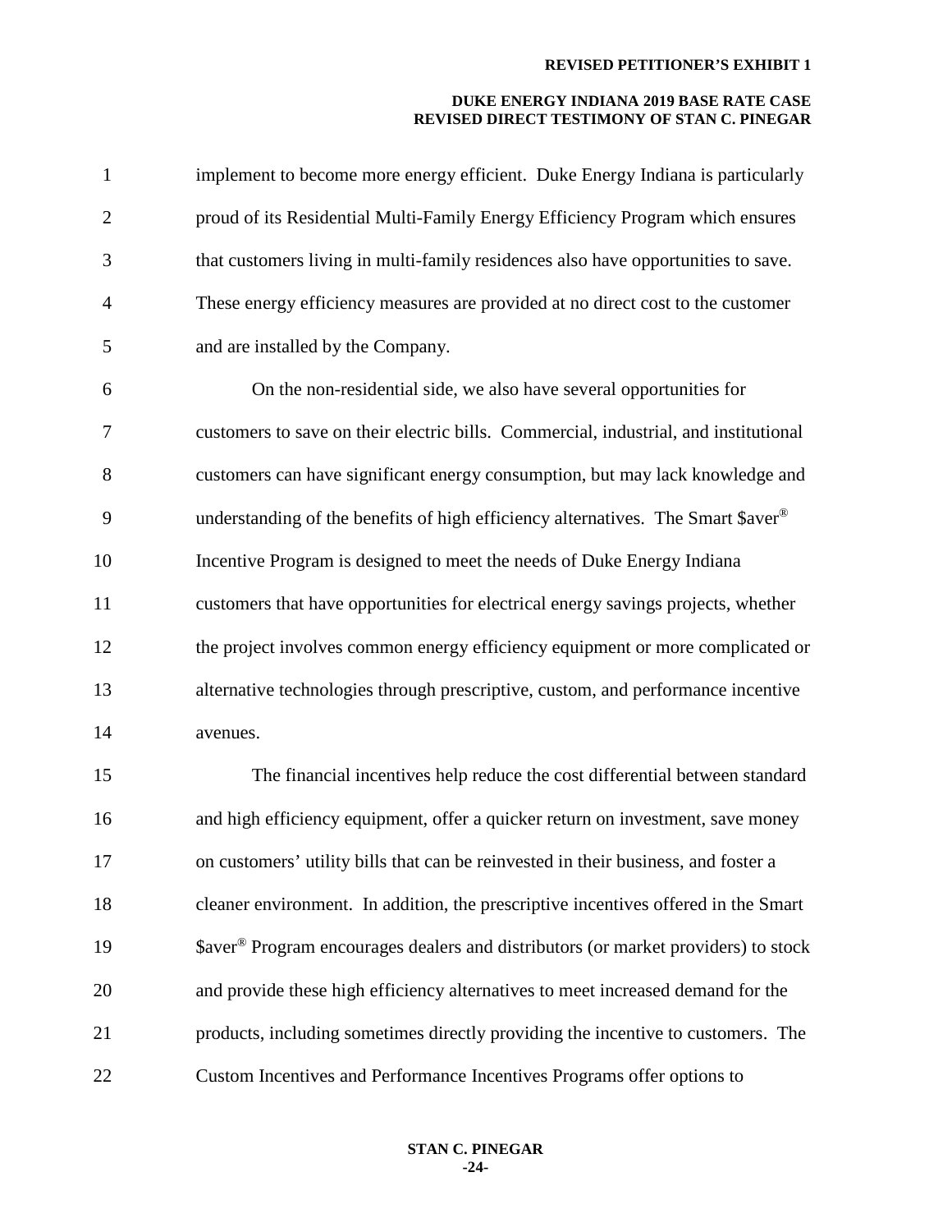implement to become more energy efficient. Duke Energy Indiana is particularly proud of its Residential Multi-Family Energy Efficiency Program which ensures that customers living in multi-family residences also have opportunities to save. These energy efficiency measures are provided at no direct cost to the customer and are installed by the Company.

On the non-residential side, we also have several opportunities for customers to save on their electric bills. Commercial, industrial, and institutional customers can have significant energy consumption, but may lack knowledge and understanding of the benefits of high efficiency alternatives. The Smart $aver® Incentive Program is designed to meet the needs of Duke Energy Indiana customers that have opportunities for electrical energy savings projects, whether the project involves common energy efficiency equipment or more complicated or alternative technologies through prescriptive, custom, and performance incentive avenues.

The financial incentives help reduce the cost differential between standard and high efficiency equipment, offer a quicker return on investment, save money on customers' utility bills that can be reinvested in their business, and foster a cleaner environment. In addition, the prescriptive incentives offered in the Smart $aver® Program encourages dealers and distributors (or market providers) to stock and provide these high efficiency alternatives to meet increased demand for the products, including sometimes directly providing the incentive to customers. The Custom Incentives and Performance Incentives Programs offer options to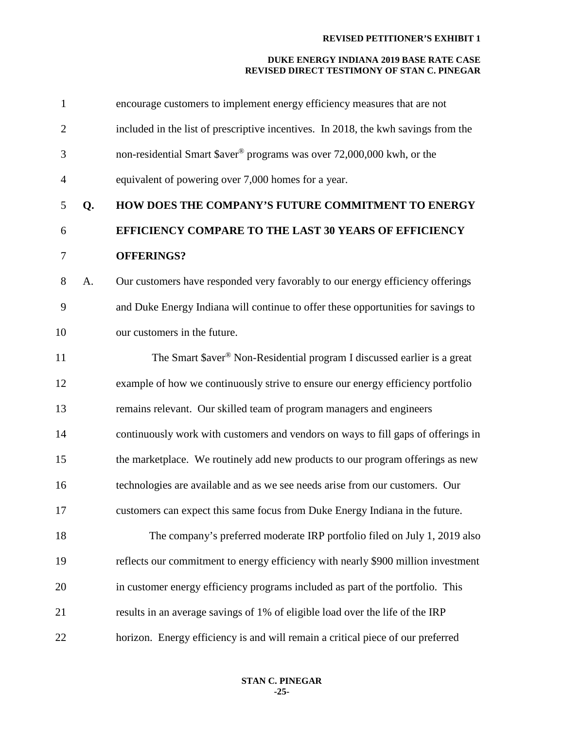encourage customers to implement energy efficiency measures that are not included in the list of prescriptive incentives. In 2018, the kwh savings from the non-residential Smart $aver® programs was over 72,000,000 kwh, or the equivalent of powering over 7,000 homes for a year.

**Q. HOW DOES THE COMPANY'S FUTURE COMMITMENT TO ENERGY EFFICIENCY COMPARE TO THE LAST 30 YEARS OF EFFICIENCY OFFERINGS?**

A. Our customers have responded very favorably to our energy efficiency offerings and Duke Energy Indiana will continue to offer these opportunities for savings to our customers in the future.

The Smart $aver® Non-Residential program I discussed earlier is a great example of how we continuously strive to ensure our energy efficiency portfolio remains relevant. Our skilled team of program managers and engineers continuously work with customers and vendors on ways to fill gaps of offerings in the marketplace. We routinely add new products to our program offerings as new technologies are available and as we see needs arise from our customers. Our customers can expect this same focus from Duke Energy Indiana in the future.

The company's preferred moderate IRP portfolio filed on July 1, 2019 also reflects our commitment to energy efficiency with nearly $900 million investment in customer energy efficiency programs included as part of the portfolio. This results in an average savings of 1% of eligible load over the life of the IRP horizon. Energy efficiency is and will remain a critical piece of our preferred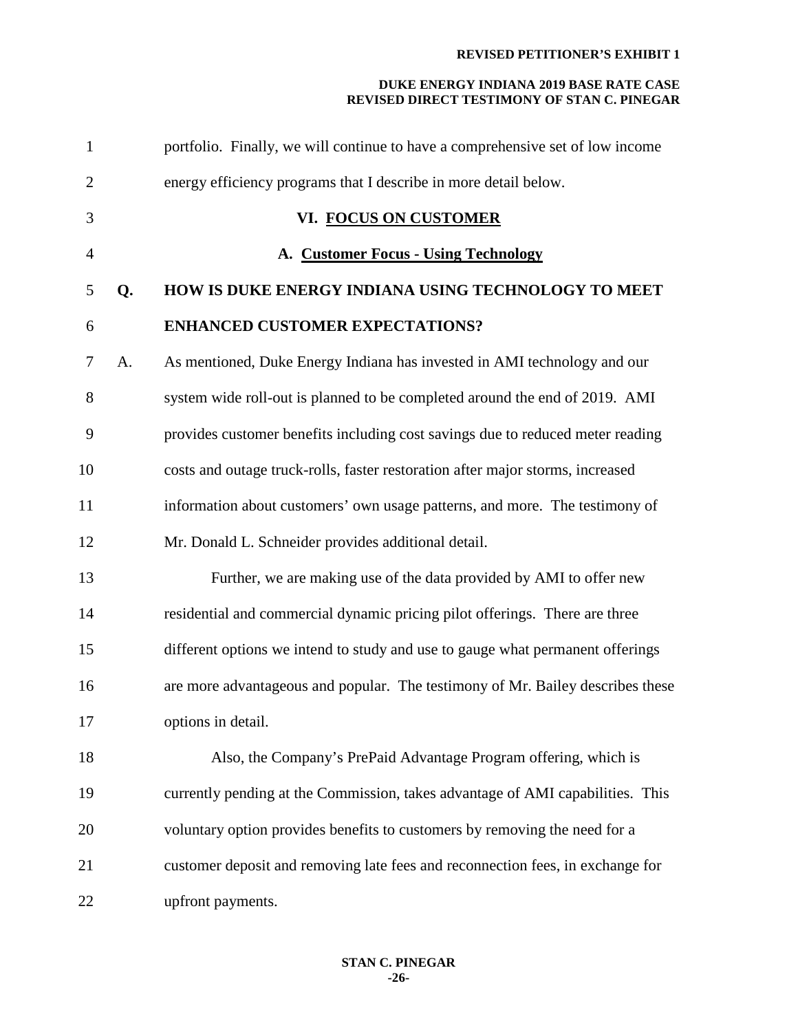portfolio. Finally, we will continue to have a comprehensive set of low income energy efficiency programs that I describe in more detail below.

## VI. FOCUS ON CUSTOMER

### A. Customer Focus - Using Technology

**Q. HOW IS DUKE ENERGY INDIANA USING TECHNOLOGY TO MEET ENHANCED CUSTOMER EXPECTATIONS?**

A. As mentioned, Duke Energy Indiana has invested in AMI technology and our system wide roll-out is planned to be completed around the end of 2019. AMI provides customer benefits including cost savings due to reduced meter reading costs and outage truck-rolls, faster restoration after major storms, increased information about customers' own usage patterns, and more. The testimony of Mr. Donald L. Schneider provides additional detail.

Further, we are making use of the data provided by AMI to offer new residential and commercial dynamic pricing pilot offerings. There are three different options we intend to study and use to gauge what permanent offerings are more advantageous and popular. The testimony of Mr. Bailey describes these options in detail.

Also, the Company's PrePaid Advantage Program offering, which is currently pending at the Commission, takes advantage of AMI capabilities. This voluntary option provides benefits to customers by removing the need for a customer deposit and removing late fees and reconnection fees, in exchange for upfront payments.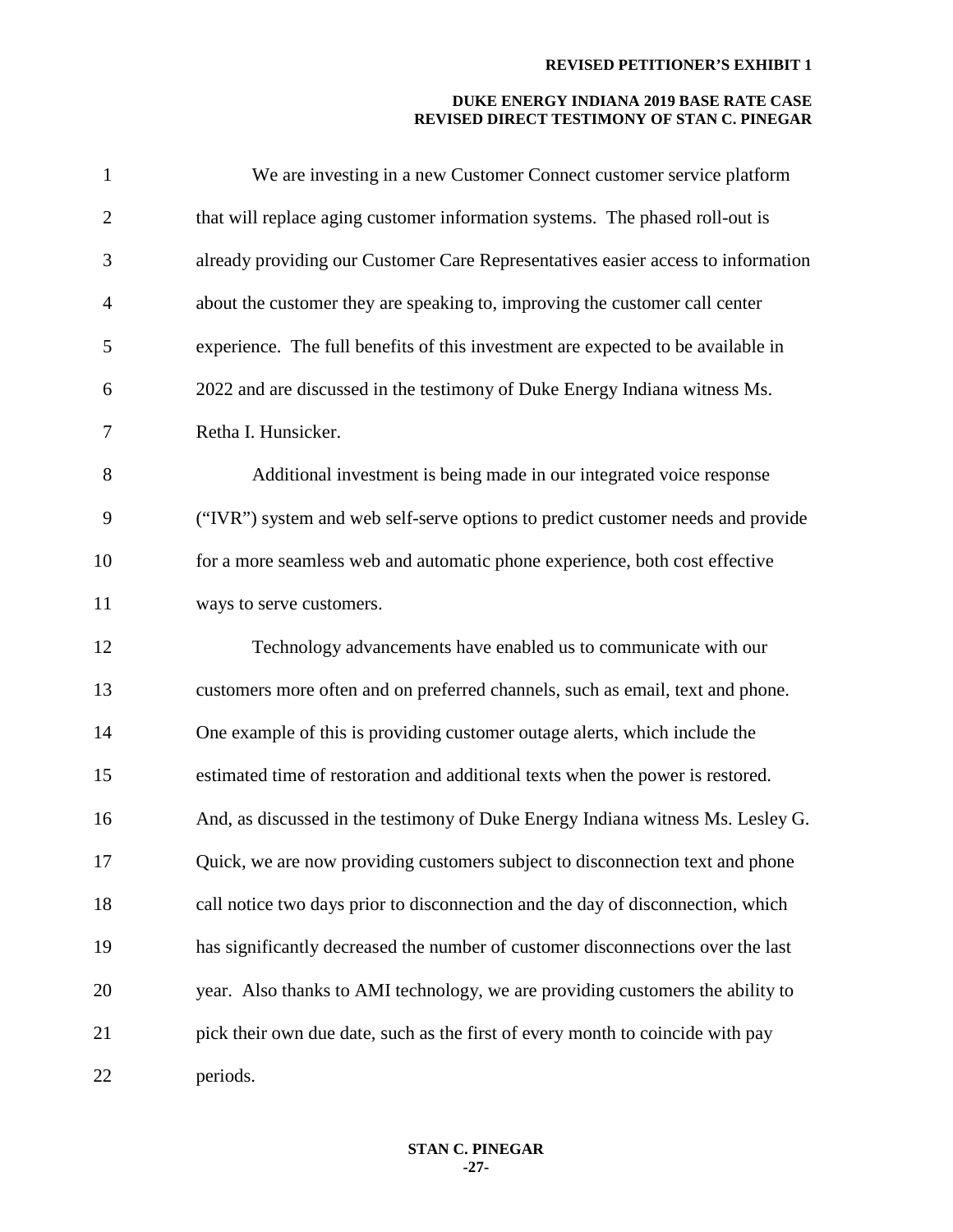We are investing in a new Customer Connect customer service platform that will replace aging customer information systems. The phased roll-out is already providing our Customer Care Representatives easier access to information about the customer they are speaking to, improving the customer call center experience. The full benefits of this investment are expected to be available in 2022 and are discussed in the testimony of Duke Energy Indiana witness Ms. Retha I. Hunsicker.

Additional investment is being made in our integrated voice response ("IVR") system and web self-serve options to predict customer needs and provide for a more seamless web and automatic phone experience, both cost effective ways to serve customers.

Technology advancements have enabled us to communicate with our customers more often and on preferred channels, such as email, text and phone. One example of this is providing customer outage alerts, which include the estimated time of restoration and additional texts when the power is restored. And, as discussed in the testimony of Duke Energy Indiana witness Ms. Lesley G. Quick, we are now providing customers subject to disconnection text and phone call notice two days prior to disconnection and the day of disconnection, which has significantly decreased the number of customer disconnections over the last year. Also thanks to AMI technology, we are providing customers the ability to pick their own due date, such as the first of every month to coincide with pay periods.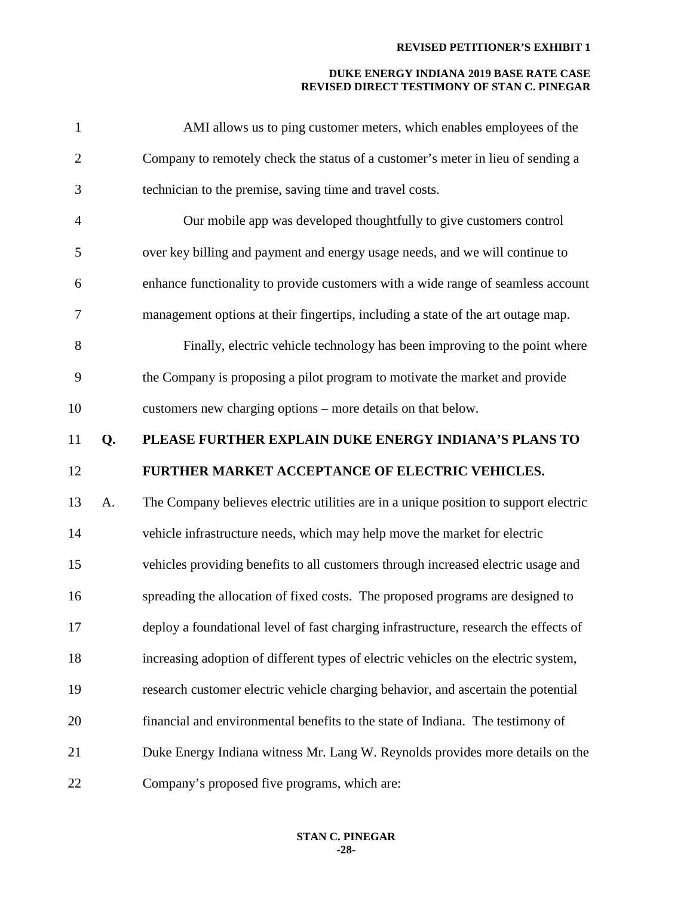AMI allows us to ping customer meters, which enables employees of the Company to remotely check the status of a customer's meter in lieu of sending a technician to the premise, saving time and travel costs.

Our mobile app was developed thoughtfully to give customers control over key billing and payment and energy usage needs, and we will continue to enhance functionality to provide customers with a wide range of seamless account management options at their fingertips, including a state of the art outage map.

Finally, electric vehicle technology has been improving to the point where the Company is proposing a pilot program to motivate the market and provide customers new charging options – more details on that below.

**Q. PLEASE FURTHER EXPLAIN DUKE ENERGY INDIANA'S PLANS TO FURTHER MARKET ACCEPTANCE OF ELECTRIC VEHICLES.**

A. The Company believes electric utilities are in a unique position to support electric vehicle infrastructure needs, which may help move the market for electric vehicles providing benefits to all customers through increased electric usage and spreading the allocation of fixed costs. The proposed programs are designed to deploy a foundational level of fast charging infrastructure, research the effects of increasing adoption of different types of electric vehicles on the electric system, research customer electric vehicle charging behavior, and ascertain the potential financial and environmental benefits to the state of Indiana. The testimony of Duke Energy Indiana witness Mr. Lang W. Reynolds provides more details on the Company's proposed five programs, which are: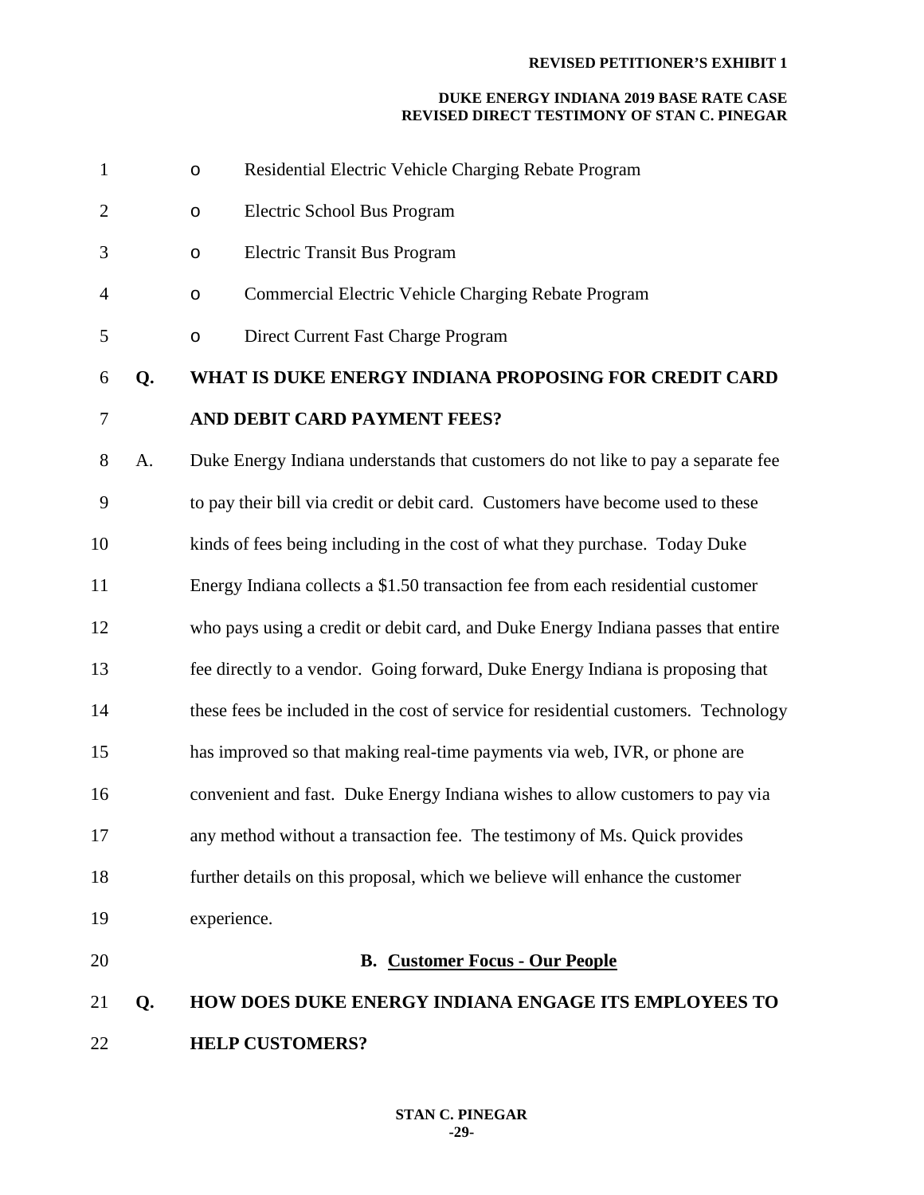- Residential Electric Vehicle Charging Rebate Program
- Electric School Bus Program
- Electric Transit Bus Program
- Commercial Electric Vehicle Charging Rebate Program
- Direct Current Fast Charge Program

**Q. WHAT IS DUKE ENERGY INDIANA PROPOSING FOR CREDIT CARD AND DEBIT CARD PAYMENT FEES?**

A. Duke Energy Indiana understands that customers do not like to pay a separate fee to pay their bill via credit or debit card. Customers have become used to these kinds of fees being including in the cost of what they purchase. Today Duke Energy Indiana collects a $1.50 transaction fee from each residential customer who pays using a credit or debit card, and Duke Energy Indiana passes that entire fee directly to a vendor. Going forward, Duke Energy Indiana is proposing that these fees be included in the cost of service for residential customers. Technology has improved so that making real-time payments via web, IVR, or phone are convenient and fast. Duke Energy Indiana wishes to allow customers to pay via any method without a transaction fee. The testimony of Ms. Quick provides further details on this proposal, which we believe will enhance the customer experience.

## B. Customer Focus - Our People

**Q. HOW DOES DUKE ENERGY INDIANA ENGAGE ITS EMPLOYEES TO HELP CUSTOMERS?**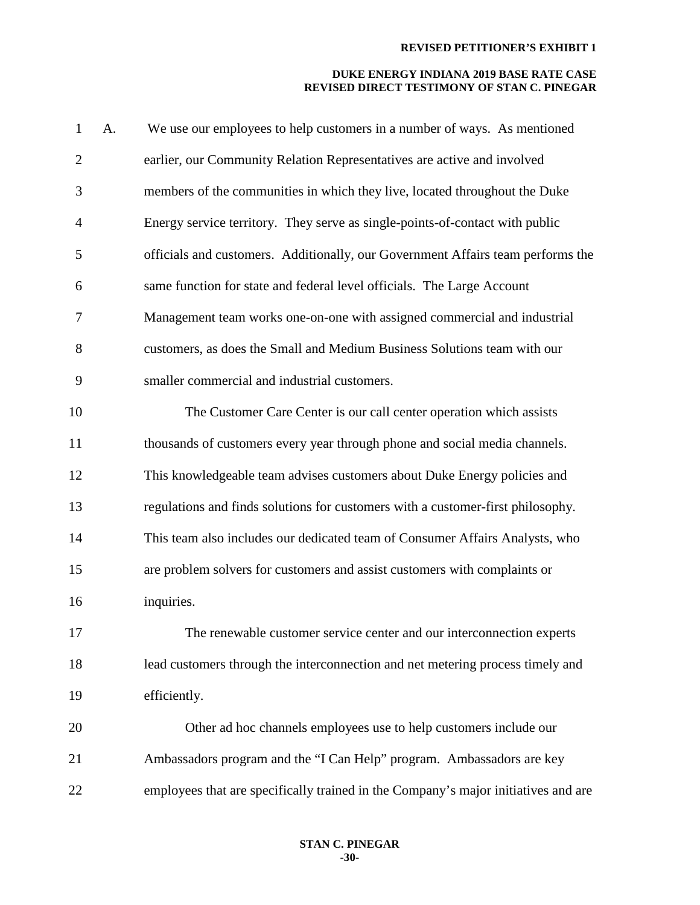A. We use our employees to help customers in a number of ways. As mentioned earlier, our Community Relation Representatives are active and involved members of the communities in which they live, located throughout the Duke Energy service territory. They serve as single-points-of-contact with public officials and customers. Additionally, our Government Affairs team performs the same function for state and federal level officials. The Large Account Management team works one-on-one with assigned commercial and industrial customers, as does the Small and Medium Business Solutions team with our smaller commercial and industrial customers.

The Customer Care Center is our call center operation which assists thousands of customers every year through phone and social media channels. This knowledgeable team advises customers about Duke Energy policies and regulations and finds solutions for customers with a customer-first philosophy. This team also includes our dedicated team of Consumer Affairs Analysts, who are problem solvers for customers and assist customers with complaints or inquiries.

The renewable customer service center and our interconnection experts lead customers through the interconnection and net metering process timely and efficiently.

Other ad hoc channels employees use to help customers include our Ambassadors program and the "I Can Help" program. Ambassadors are key employees that are specifically trained in the Company's major initiatives and are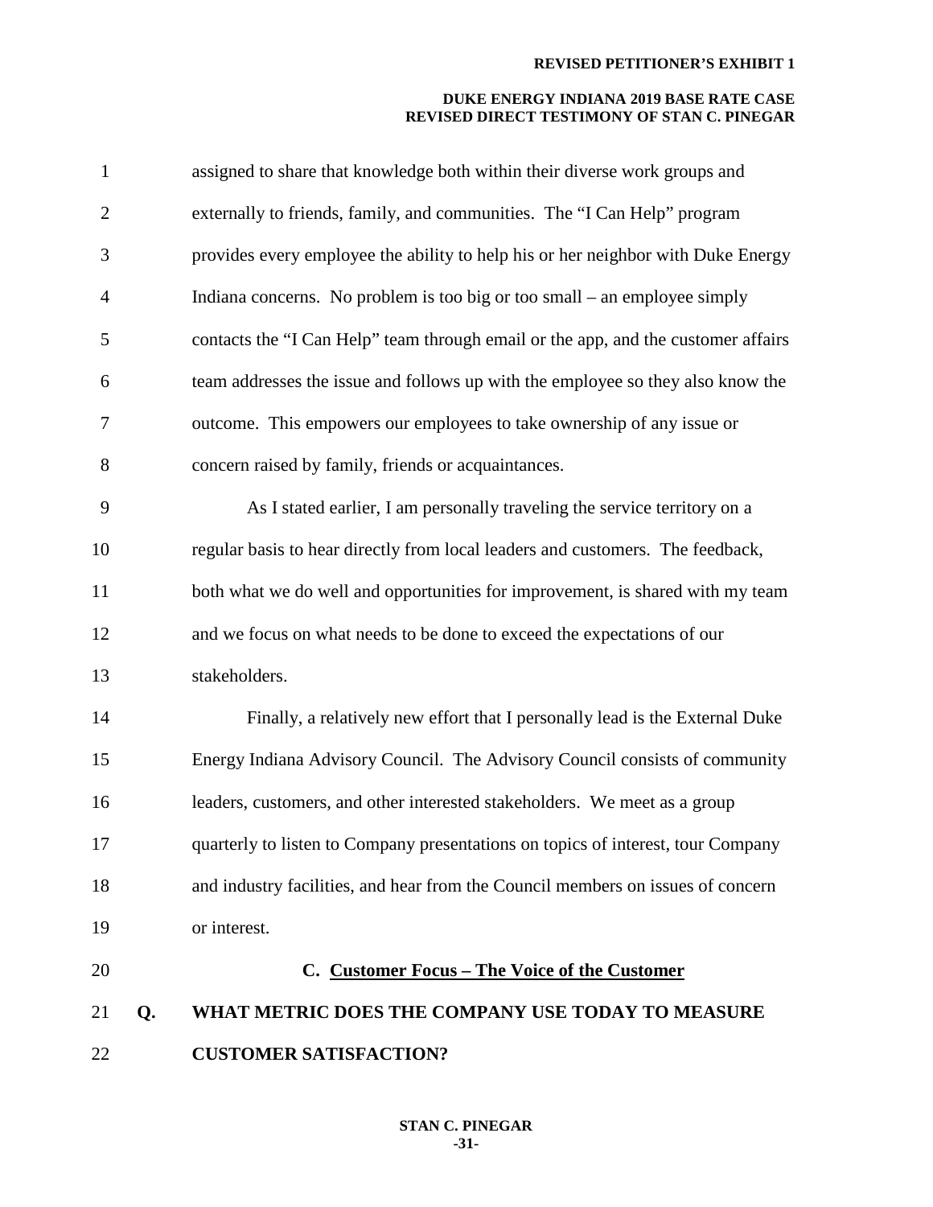assigned to share that knowledge both within their diverse work groups and externally to friends, family, and communities. The "I Can Help" program provides every employee the ability to help his or her neighbor with Duke Energy Indiana concerns. No problem is too big or too small – an employee simply contacts the "I Can Help" team through email or the app, and the customer affairs team addresses the issue and follows up with the employee so they also know the outcome. This empowers our employees to take ownership of any issue or concern raised by family, friends or acquaintances.

As I stated earlier, I am personally traveling the service territory on a regular basis to hear directly from local leaders and customers. The feedback, both what we do well and opportunities for improvement, is shared with my team and we focus on what needs to be done to exceed the expectations of our stakeholders.

Finally, a relatively new effort that I personally lead is the External Duke Energy Indiana Advisory Council. The Advisory Council consists of community leaders, customers, and other interested stakeholders. We meet as a group quarterly to listen to Company presentations on topics of interest, tour Company and industry facilities, and hear from the Council members on issues of concern or interest.

### C. Customer Focus – The Voice of the Customer

**Q. WHAT METRIC DOES THE COMPANY USE TODAY TO MEASURE CUSTOMER SATISFACTION?**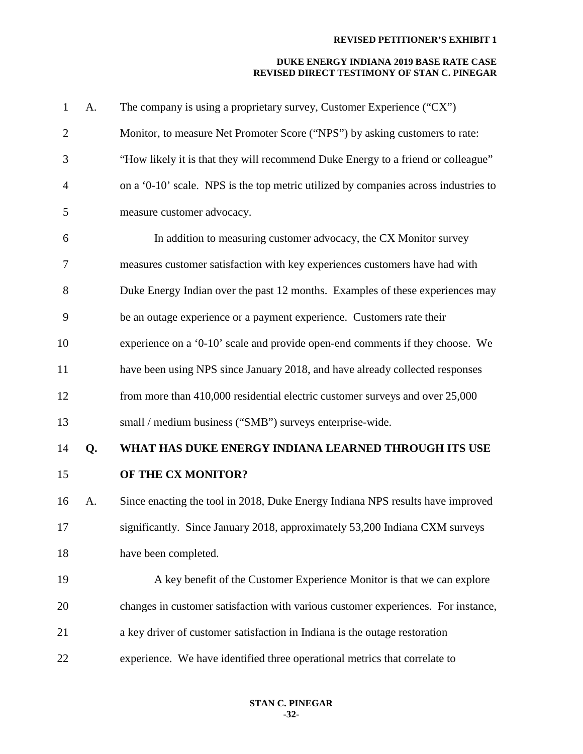A. The company is using a proprietary survey, Customer Experience ("CX") Monitor, to measure Net Promoter Score ("NPS") by asking customers to rate: "How likely it is that they will recommend Duke Energy to a friend or colleague" on a '0-10' scale. NPS is the top metric utilized by companies across industries to measure customer advocacy.

In addition to measuring customer advocacy, the CX Monitor survey measures customer satisfaction with key experiences customers have had with Duke Energy Indian over the past 12 months. Examples of these experiences may be an outage experience or a payment experience. Customers rate their experience on a '0-10' scale and provide open-end comments if they choose. We have been using NPS since January 2018, and have already collected responses from more than 410,000 residential electric customer surveys and over 25,000 small / medium business ("SMB") surveys enterprise-wide.

**Q. WHAT HAS DUKE ENERGY INDIANA LEARNED THROUGH ITS USE OF THE CX MONITOR?**

A. Since enacting the tool in 2018, Duke Energy Indiana NPS results have improved significantly. Since January 2018, approximately 53,200 Indiana CXM surveys have been completed.

A key benefit of the Customer Experience Monitor is that we can explore changes in customer satisfaction with various customer experiences. For instance, a key driver of customer satisfaction in Indiana is the outage restoration experience. We have identified three operational metrics that correlate to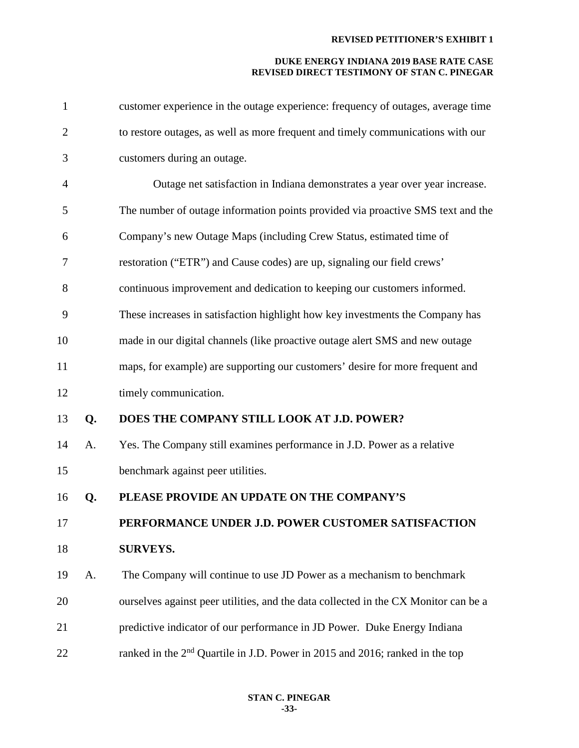customer experience in the outage experience: frequency of outages, average time to restore outages, as well as more frequent and timely communications with our customers during an outage.

Outage net satisfaction in Indiana demonstrates a year over year increase. The number of outage information points provided via proactive SMS text and the Company's new Outage Maps (including Crew Status, estimated time of restoration ("ETR") and Cause codes) are up, signaling our field crews' continuous improvement and dedication to keeping our customers informed. These increases in satisfaction highlight how key investments the Company has made in our digital channels (like proactive outage alert SMS and new outage maps, for example) are supporting our customers' desire for more frequent and timely communication.

**Q. DOES THE COMPANY STILL LOOK AT J.D. POWER?**

A. Yes. The Company still examines performance in J.D. Power as a relative benchmark against peer utilities.

**Q. PLEASE PROVIDE AN UPDATE ON THE COMPANY'S PERFORMANCE UNDER J.D. POWER CUSTOMER SATISFACTION SURVEYS.**

A. The Company will continue to use JD Power as a mechanism to benchmark ourselves against peer utilities, and the data collected in the CX Monitor can be a predictive indicator of our performance in JD Power. Duke Energy Indiana ranked in the 2nd Quartile in J.D. Power in 2015 and 2016; ranked in the top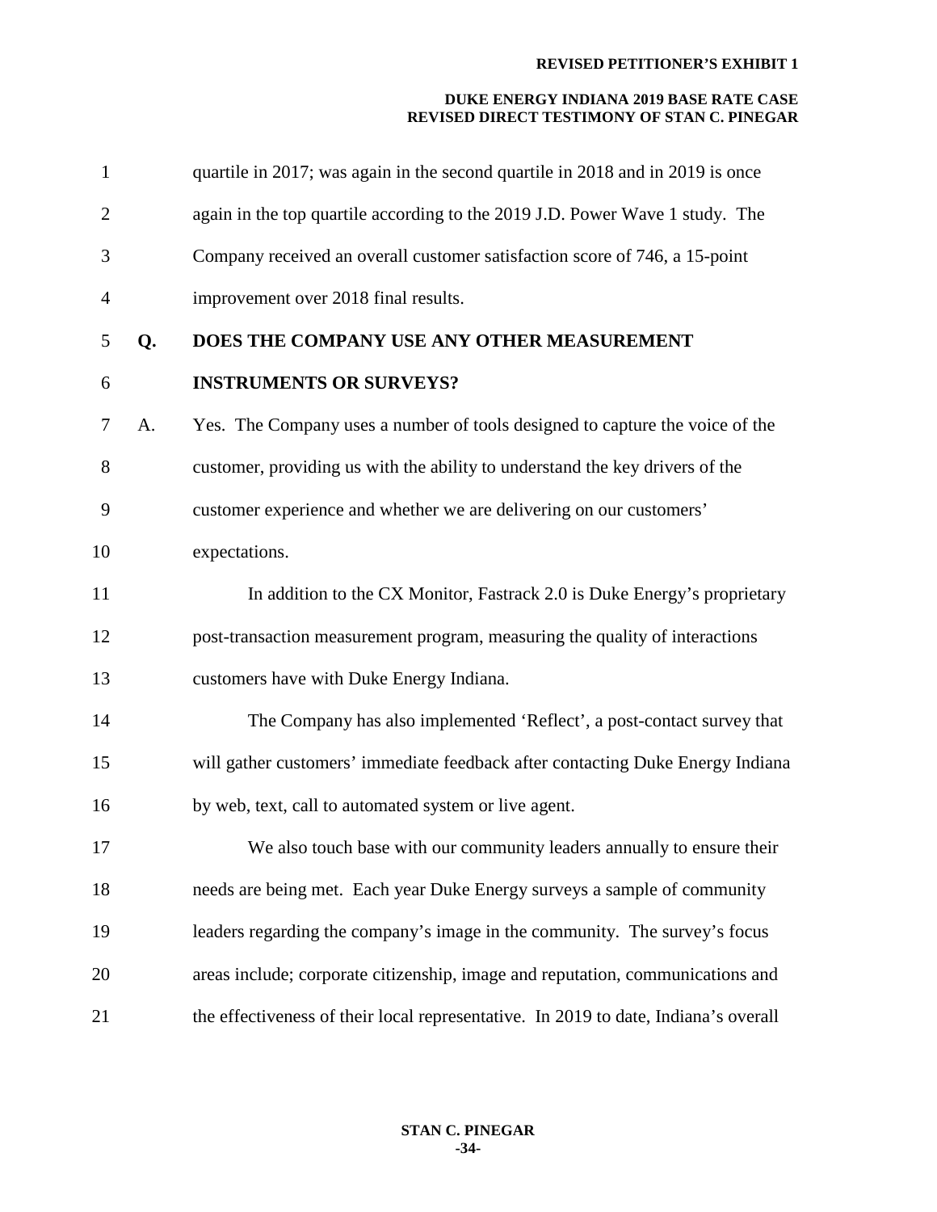quartile in 2017; was again in the second quartile in 2018 and in 2019 is once again in the top quartile according to the 2019 J.D. Power Wave 1 study. The Company received an overall customer satisfaction score of 746, a 15-point improvement over 2018 final results.

**Q. DOES THE COMPANY USE ANY OTHER MEASUREMENT INSTRUMENTS OR SURVEYS?**

A. Yes. The Company uses a number of tools designed to capture the voice of the customer, providing us with the ability to understand the key drivers of the customer experience and whether we are delivering on our customers' expectations.

In addition to the CX Monitor, Fastrack 2.0 is Duke Energy's proprietary post-transaction measurement program, measuring the quality of interactions customers have with Duke Energy Indiana.

The Company has also implemented 'Reflect', a post-contact survey that will gather customers' immediate feedback after contacting Duke Energy Indiana by web, text, call to automated system or live agent.

We also touch base with our community leaders annually to ensure their needs are being met. Each year Duke Energy surveys a sample of community leaders regarding the company's image in the community. The survey's focus areas include; corporate citizenship, image and reputation, communications and the effectiveness of their local representative. In 2019 to date, Indiana's overall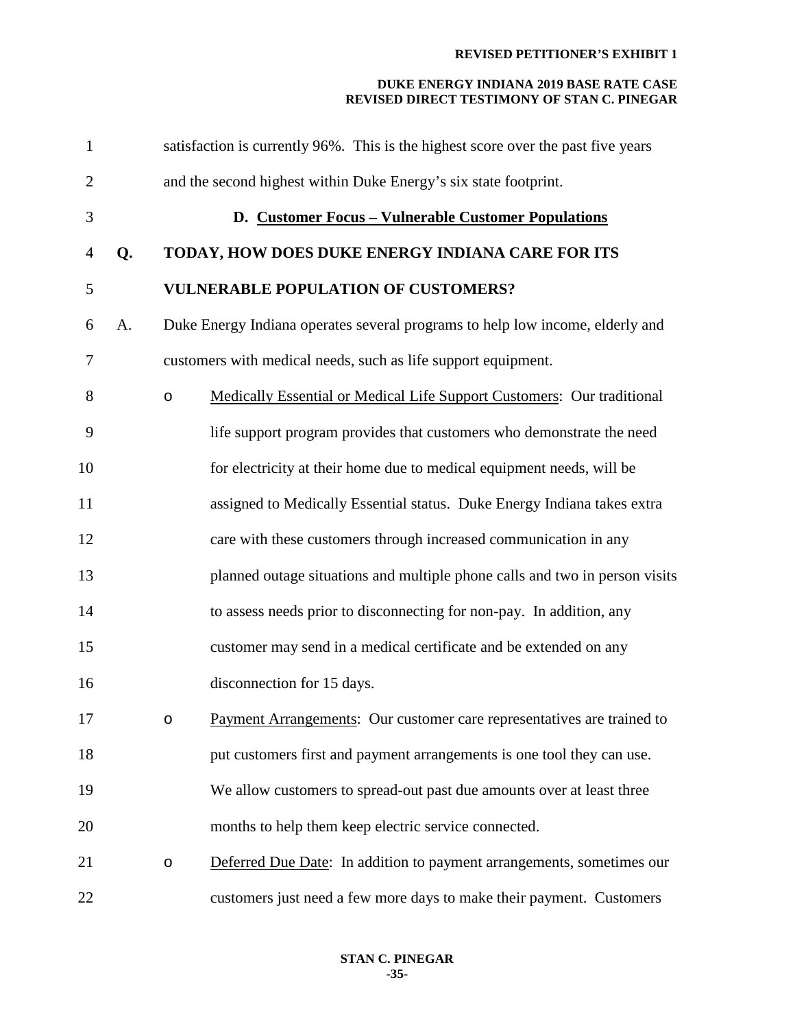satisfaction is currently 96%. This is the highest score over the past five years and the second highest within Duke Energy's six state footprint.

### D. Customer Focus – Vulnerable Customer Populations

**Q. TODAY, HOW DOES DUKE ENERGY INDIANA CARE FOR ITS VULNERABLE POPULATION OF CUSTOMERS?**

A. Duke Energy Indiana operates several programs to help low income, elderly and customers with medical needs, such as life support equipment.

- Medically Essential or Medical Life Support Customers: Our traditional life support program provides that customers who demonstrate the need for electricity at their home due to medical equipment needs, will be assigned to Medically Essential status. Duke Energy Indiana takes extra care with these customers through increased communication in any planned outage situations and multiple phone calls and two in person visits to assess needs prior to disconnecting for non-pay. In addition, any customer may send in a medical certificate and be extended on any disconnection for 15 days.
- Payment Arrangements: Our customer care representatives are trained to put customers first and payment arrangements is one tool they can use. We allow customers to spread-out past due amounts over at least three months to help them keep electric service connected.
- Deferred Due Date: In addition to payment arrangements, sometimes our customers just need a few more days to make their payment. Customers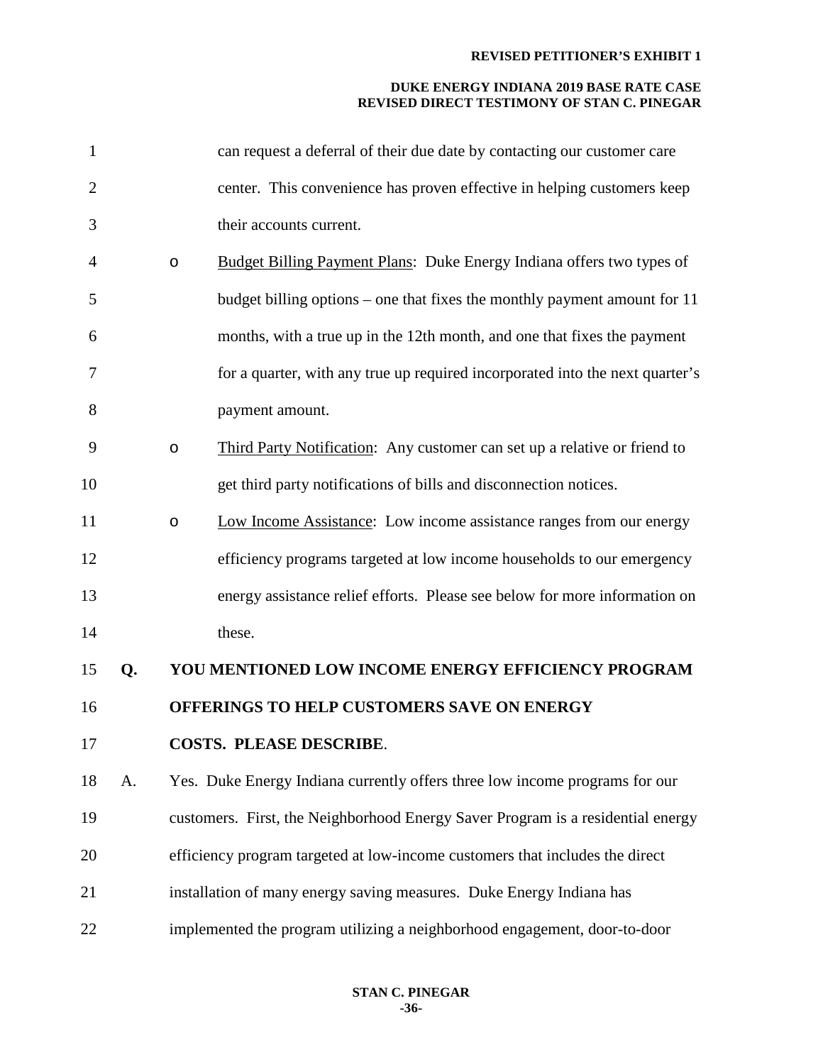can request a deferral of their due date by contacting our customer care center. This convenience has proven effective in helping customers keep their accounts current.

- Budget Billing Payment Plans: Duke Energy Indiana offers two types of budget billing options – one that fixes the monthly payment amount for 11 months, with a true up in the 12th month, and one that fixes the payment for a quarter, with any true up required incorporated into the next quarter's payment amount.
- Third Party Notification: Any customer can set up a relative or friend to get third party notifications of bills and disconnection notices.
- Low Income Assistance: Low income assistance ranges from our energy efficiency programs targeted at low income households to our emergency energy assistance relief efforts. Please see below for more information on these.

**Q. YOU MENTIONED LOW INCOME ENERGY EFFICIENCY PROGRAM OFFERINGS TO HELP CUSTOMERS SAVE ON ENERGY COSTS. PLEASE DESCRIBE.**

A. Yes. Duke Energy Indiana currently offers three low income programs for our customers. First, the Neighborhood Energy Saver Program is a residential energy efficiency program targeted at low-income customers that includes the direct installation of many energy saving measures. Duke Energy Indiana has implemented the program utilizing a neighborhood engagement, door-to-door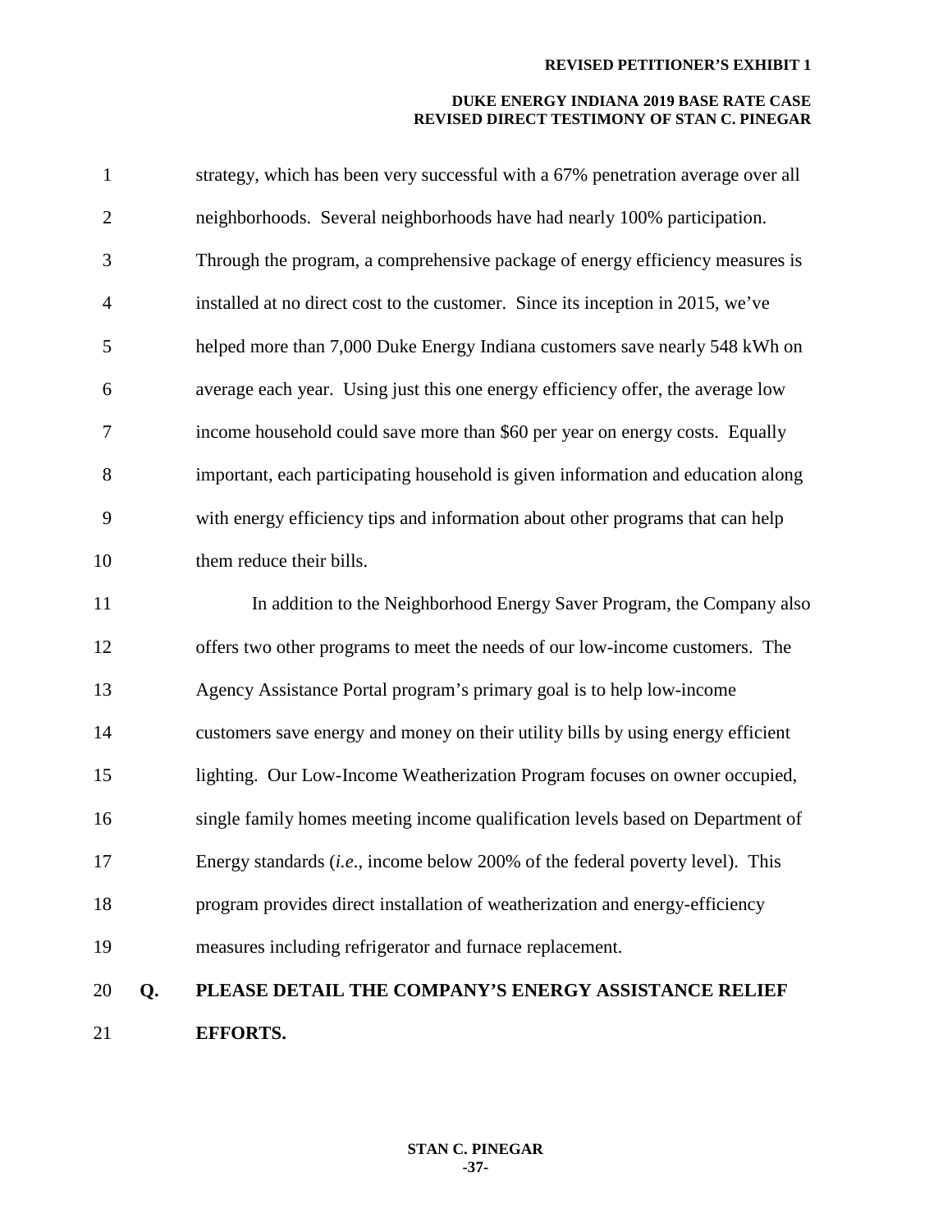strategy, which has been very successful with a 67% penetration average over all neighborhoods. Several neighborhoods have had nearly 100% participation. Through the program, a comprehensive package of energy efficiency measures is installed at no direct cost to the customer. Since its inception in 2015, we've helped more than 7,000 Duke Energy Indiana customers save nearly 548 kWh on average each year. Using just this one energy efficiency offer, the average low income household could save more than $60 per year on energy costs. Equally important, each participating household is given information and education along with energy efficiency tips and information about other programs that can help them reduce their bills.

In addition to the Neighborhood Energy Saver Program, the Company also offers two other programs to meet the needs of our low-income customers. The Agency Assistance Portal program's primary goal is to help low-income customers save energy and money on their utility bills by using energy efficient lighting. Our Low-Income Weatherization Program focuses on owner occupied, single family homes meeting income qualification levels based on Department of Energy standards (*i.e*., income below 200% of the federal poverty level). This program provides direct installation of weatherization and energy-efficiency measures including refrigerator and furnace replacement.

**Q. PLEASE DETAIL THE COMPANY'S ENERGY ASSISTANCE RELIEF EFFORTS.**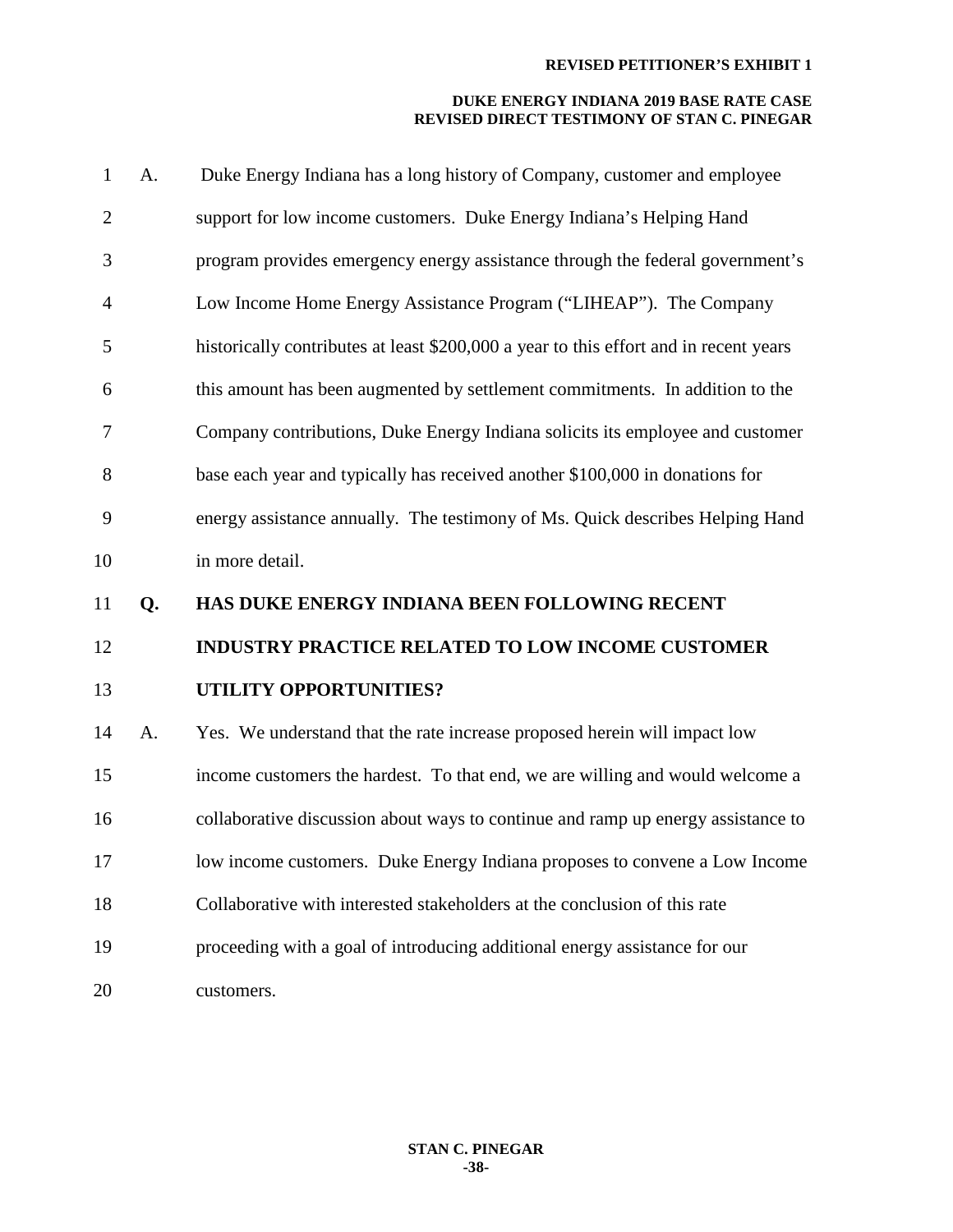A. Duke Energy Indiana has a long history of Company, customer and employee support for low income customers. Duke Energy Indiana's Helping Hand program provides emergency energy assistance through the federal government's Low Income Home Energy Assistance Program ("LIHEAP"). The Company historically contributes at least $200,000 a year to this effort and in recent years this amount has been augmented by settlement commitments. In addition to the Company contributions, Duke Energy Indiana solicits its employee and customer base each year and typically has received another $100,000 in donations for energy assistance annually. The testimony of Ms. Quick describes Helping Hand in more detail.

**Q. HAS DUKE ENERGY INDIANA BEEN FOLLOWING RECENT INDUSTRY PRACTICE RELATED TO LOW INCOME CUSTOMER UTILITY OPPORTUNITIES?**

A. Yes. We understand that the rate increase proposed herein will impact low income customers the hardest. To that end, we are willing and would welcome a collaborative discussion about ways to continue and ramp up energy assistance to low income customers. Duke Energy Indiana proposes to convene a Low Income Collaborative with interested stakeholders at the conclusion of this rate proceeding with a goal of introducing additional energy assistance for our customers.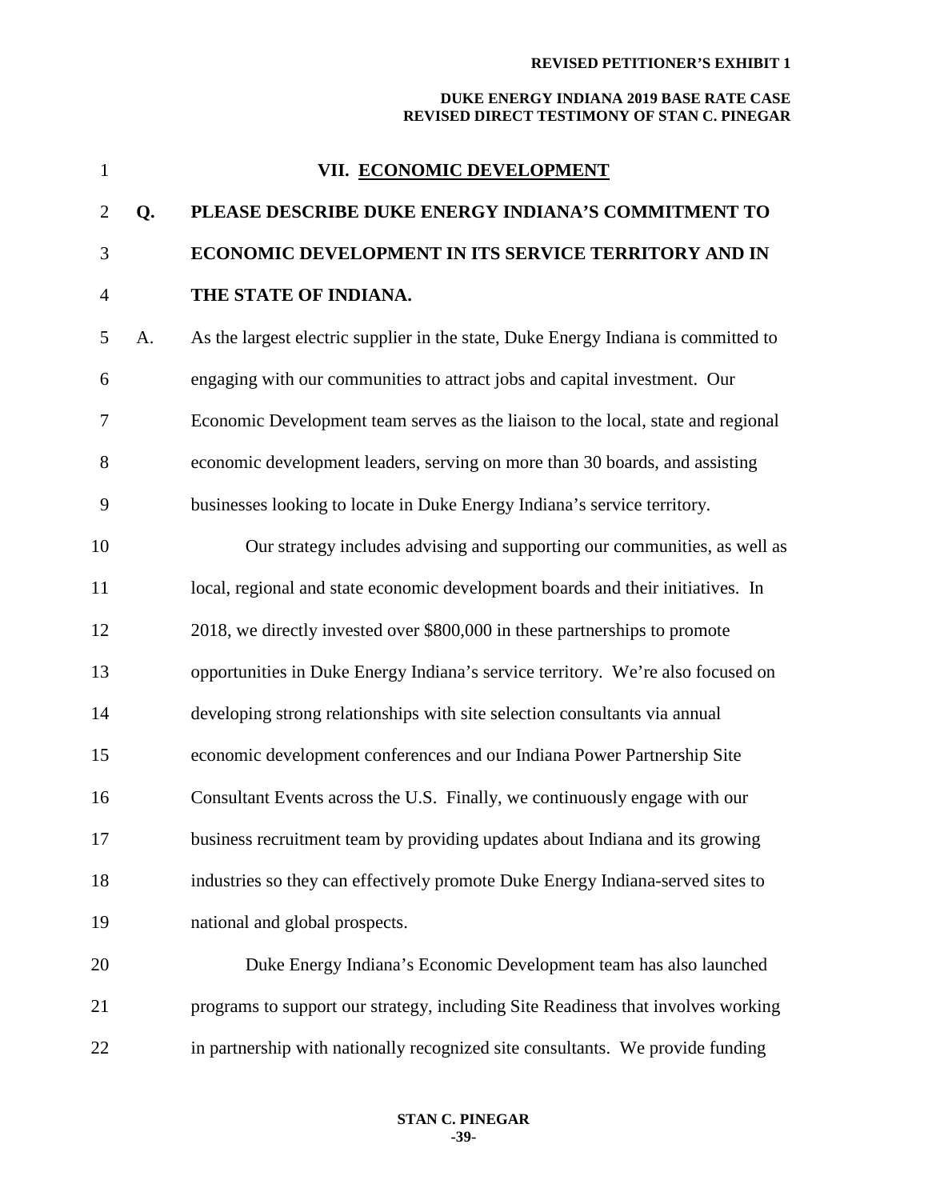## VII. ECONOMIC DEVELOPMENT

**Q. PLEASE DESCRIBE DUKE ENERGY INDIANA'S COMMITMENT TO ECONOMIC DEVELOPMENT IN ITS SERVICE TERRITORY AND IN THE STATE OF INDIANA.**

A. As the largest electric supplier in the state, Duke Energy Indiana is committed to engaging with our communities to attract jobs and capital investment. Our Economic Development team serves as the liaison to the local, state and regional economic development leaders, serving on more than 30 boards, and assisting businesses looking to locate in Duke Energy Indiana's service territory.

Our strategy includes advising and supporting our communities, as well as local, regional and state economic development boards and their initiatives. In 2018, we directly invested over $800,000 in these partnerships to promote opportunities in Duke Energy Indiana's service territory. We're also focused on developing strong relationships with site selection consultants via annual economic development conferences and our Indiana Power Partnership Site Consultant Events across the U.S. Finally, we continuously engage with our business recruitment team by providing updates about Indiana and its growing industries so they can effectively promote Duke Energy Indiana-served sites to national and global prospects.

Duke Energy Indiana's Economic Development team has also launched programs to support our strategy, including Site Readiness that involves working in partnership with nationally recognized site consultants. We provide funding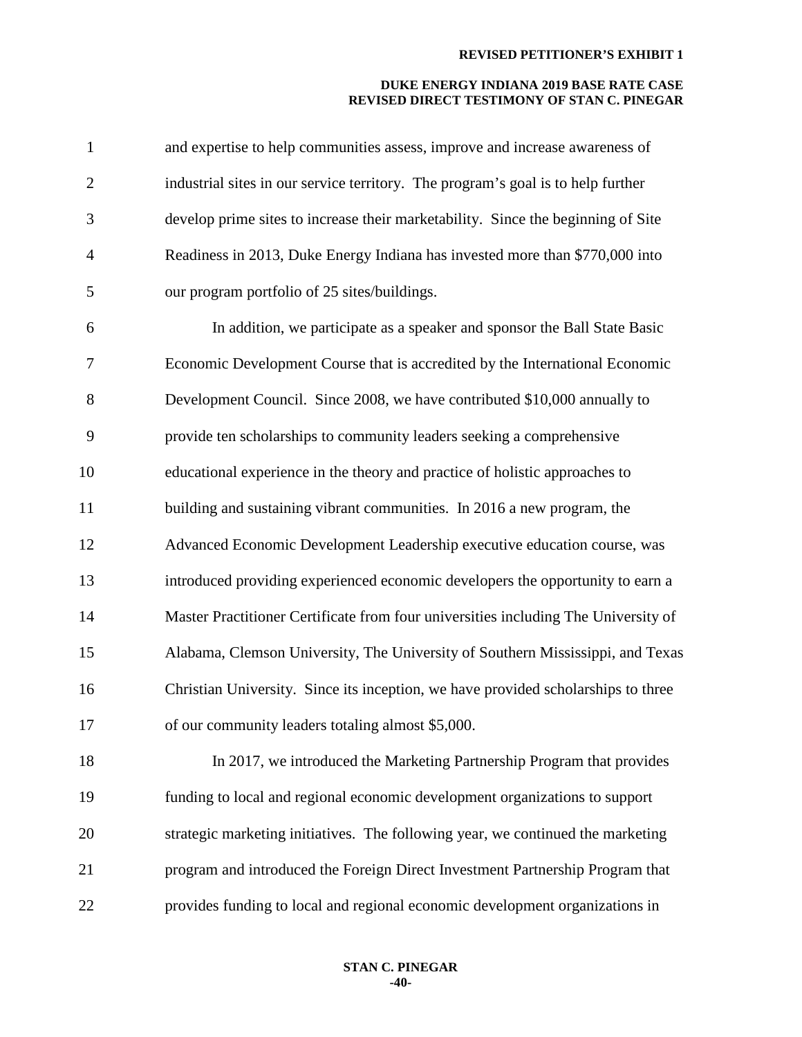and expertise to help communities assess, improve and increase awareness of industrial sites in our service territory. The program's goal is to help further develop prime sites to increase their marketability. Since the beginning of Site Readiness in 2013, Duke Energy Indiana has invested more than $770,000 into our program portfolio of 25 sites/buildings.

In addition, we participate as a speaker and sponsor the Ball State Basic Economic Development Course that is accredited by the International Economic Development Council. Since 2008, we have contributed $10,000 annually to provide ten scholarships to community leaders seeking a comprehensive educational experience in the theory and practice of holistic approaches to building and sustaining vibrant communities. In 2016 a new program, the Advanced Economic Development Leadership executive education course, was introduced providing experienced economic developers the opportunity to earn a Master Practitioner Certificate from four universities including The University of Alabama, Clemson University, The University of Southern Mississippi, and Texas Christian University. Since its inception, we have provided scholarships to three of our community leaders totaling almost $5,000.

In 2017, we introduced the Marketing Partnership Program that provides funding to local and regional economic development organizations to support strategic marketing initiatives. The following year, we continued the marketing program and introduced the Foreign Direct Investment Partnership Program that provides funding to local and regional economic development organizations in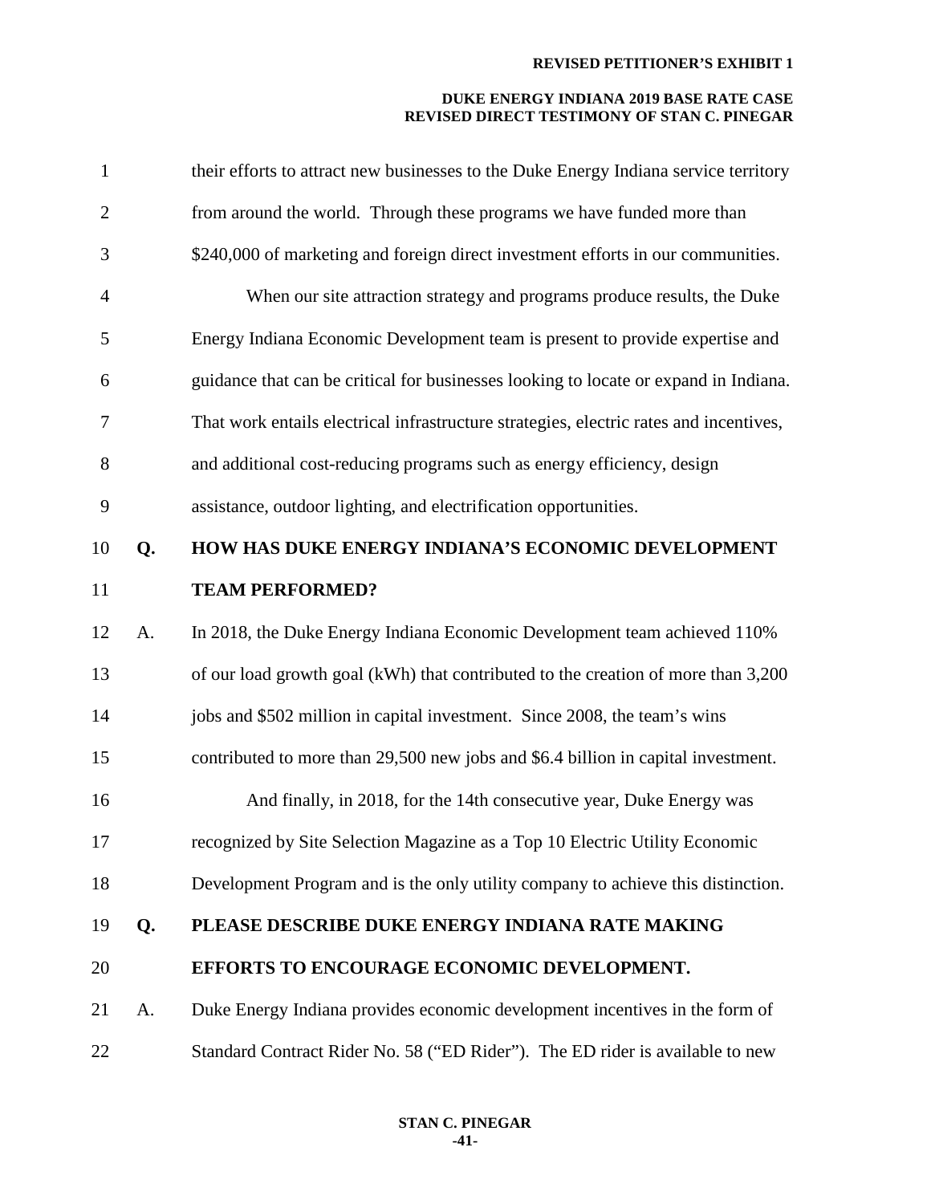their efforts to attract new businesses to the Duke Energy Indiana service territory from around the world. Through these programs we have funded more than $240,000 of marketing and foreign direct investment efforts in our communities.

When our site attraction strategy and programs produce results, the Duke Energy Indiana Economic Development team is present to provide expertise and guidance that can be critical for businesses looking to locate or expand in Indiana. That work entails electrical infrastructure strategies, electric rates and incentives, and additional cost-reducing programs such as energy efficiency, design assistance, outdoor lighting, and electrification opportunities.

**Q. HOW HAS DUKE ENERGY INDIANA'S ECONOMIC DEVELOPMENT TEAM PERFORMED?**

A. In 2018, the Duke Energy Indiana Economic Development team achieved 110% of our load growth goal (kWh) that contributed to the creation of more than 3,200 jobs and $502 million in capital investment. Since 2008, the team's wins contributed to more than 29,500 new jobs and $6.4 billion in capital investment.

And finally, in 2018, for the 14th consecutive year, Duke Energy was recognized by Site Selection Magazine as a Top 10 Electric Utility Economic Development Program and is the only utility company to achieve this distinction.

**Q. PLEASE DESCRIBE DUKE ENERGY INDIANA RATE MAKING EFFORTS TO ENCOURAGE ECONOMIC DEVELOPMENT.**

A. Duke Energy Indiana provides economic development incentives in the form of Standard Contract Rider No. 58 ("ED Rider"). The ED rider is available to new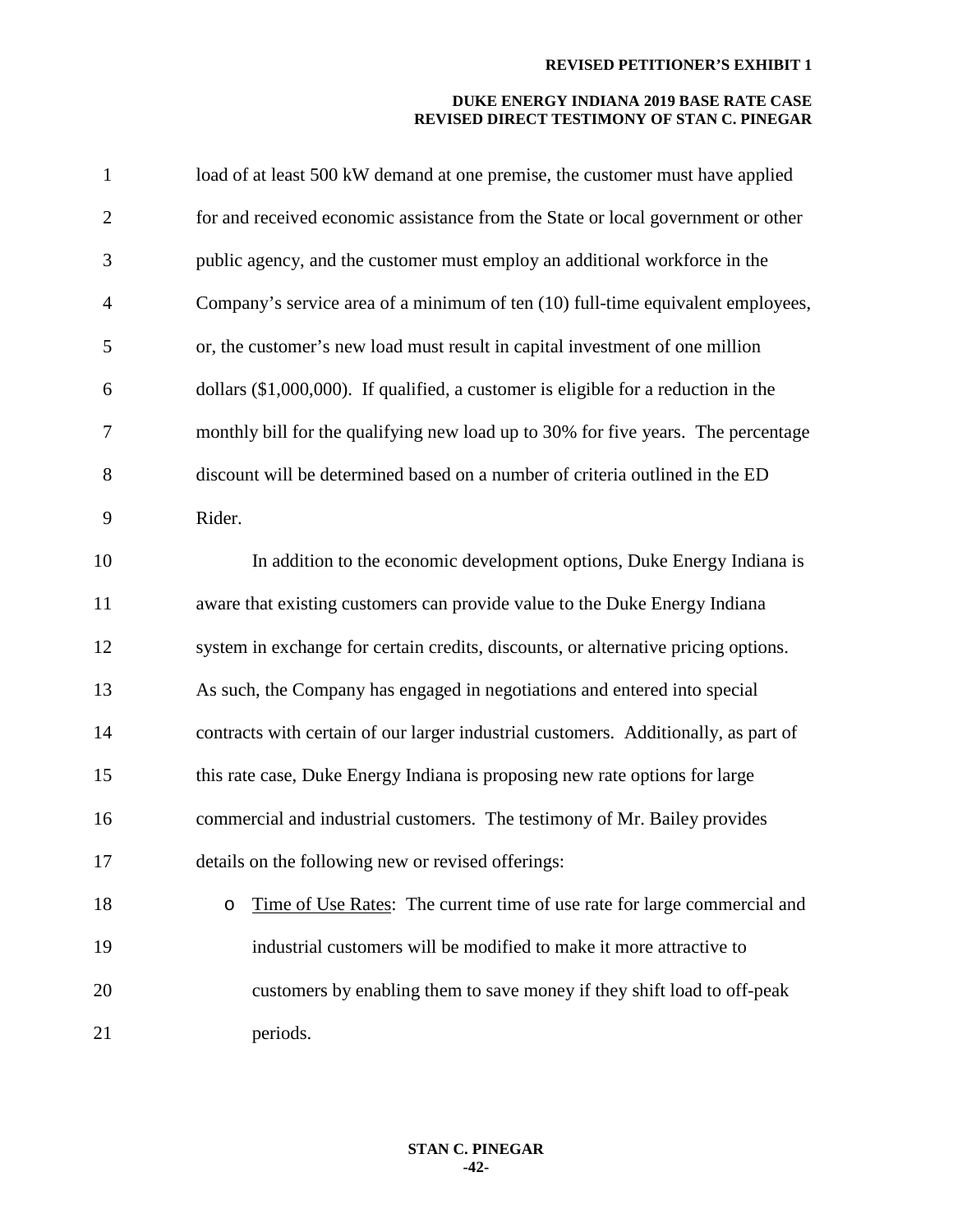load of at least 500 kW demand at one premise, the customer must have applied for and received economic assistance from the State or local government or other public agency, and the customer must employ an additional workforce in the Company's service area of a minimum of ten (10) full-time equivalent employees, or, the customer's new load must result in capital investment of one million dollars ($1,000,000). If qualified, a customer is eligible for a reduction in the monthly bill for the qualifying new load up to 30% for five years. The percentage discount will be determined based on a number of criteria outlined in the ED Rider.

In addition to the economic development options, Duke Energy Indiana is aware that existing customers can provide value to the Duke Energy Indiana system in exchange for certain credits, discounts, or alternative pricing options. As such, the Company has engaged in negotiations and entered into special contracts with certain of our larger industrial customers. Additionally, as part of this rate case, Duke Energy Indiana is proposing new rate options for large commercial and industrial customers. The testimony of Mr. Bailey provides details on the following new or revised offerings:

- Time of Use Rates: The current time of use rate for large commercial and industrial customers will be modified to make it more attractive to customers by enabling them to save money if they shift load to off-peak periods.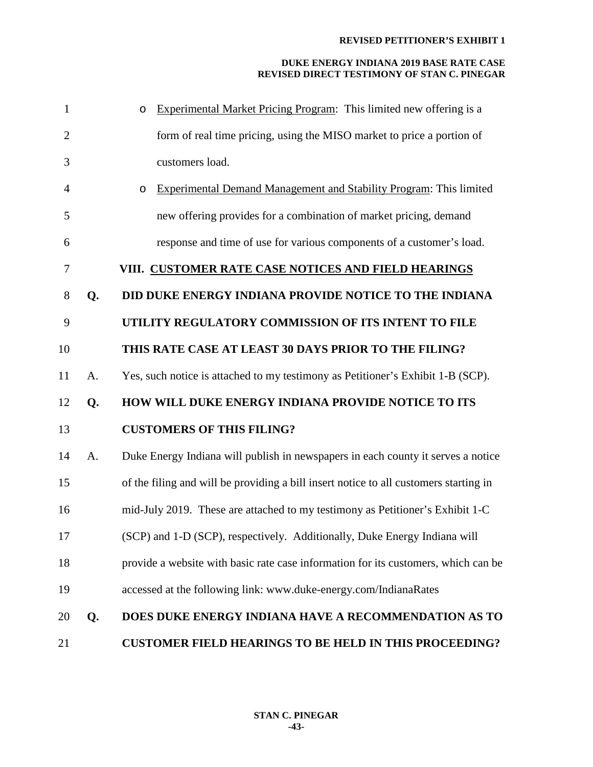- Experimental Market Pricing Program: This limited new offering is a form of real time pricing, using the MISO market to price a portion of customers load.
- Experimental Demand Management and Stability Program: This limited new offering provides for a combination of market pricing, demand response and time of use for various components of a customer's load.

## VIII. CUSTOMER RATE CASE NOTICES AND FIELD HEARINGS

**Q. DID DUKE ENERGY INDIANA PROVIDE NOTICE TO THE INDIANA UTILITY REGULATORY COMMISSION OF ITS INTENT TO FILE THIS RATE CASE AT LEAST 30 DAYS PRIOR TO THE FILING?**

A. Yes, such notice is attached to my testimony as Petitioner's Exhibit 1-B (SCP).

**Q. HOW WILL DUKE ENERGY INDIANA PROVIDE NOTICE TO ITS CUSTOMERS OF THIS FILING?**

A. Duke Energy Indiana will publish in newspapers in each county it serves a notice of the filing and will be providing a bill insert notice to all customers starting in mid-July 2019. These are attached to my testimony as Petitioner's Exhibit 1-C (SCP) and 1-D (SCP), respectively. Additionally, Duke Energy Indiana will provide a website with basic rate case information for its customers, which can be accessed at the following link: www.duke-energy.com/IndianaRates

**Q. DOES DUKE ENERGY INDIANA HAVE A RECOMMENDATION AS TO CUSTOMER FIELD HEARINGS TO BE HELD IN THIS PROCEEDING?**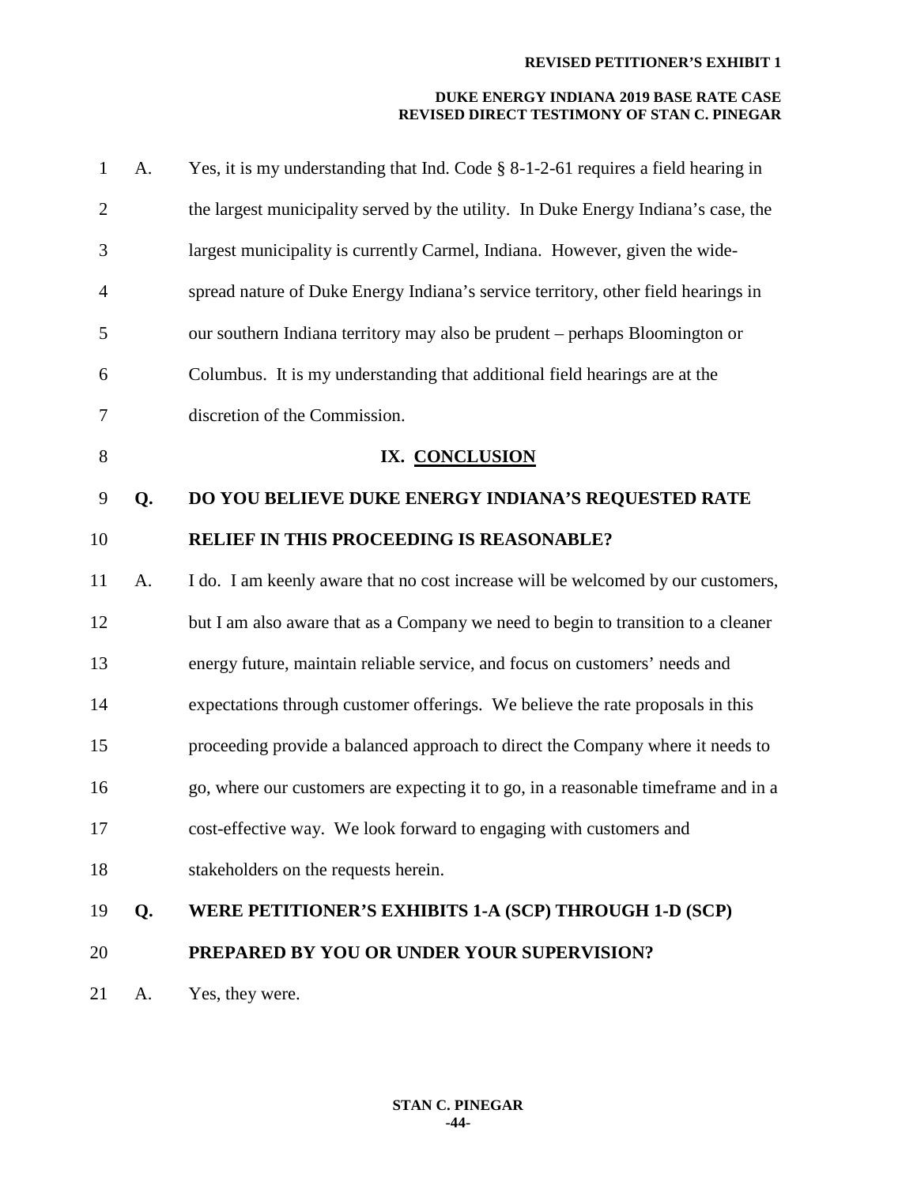A. Yes, it is my understanding that Ind. Code § 8-1-2-61 requires a field hearing in the largest municipality served by the utility. In Duke Energy Indiana's case, the largest municipality is currently Carmel, Indiana. However, given the wide-spread nature of Duke Energy Indiana's service territory, other field hearings in our southern Indiana territory may also be prudent – perhaps Bloomington or Columbus. It is my understanding that additional field hearings are at the discretion of the Commission.

## IX. CONCLUSION

**Q. DO YOU BELIEVE DUKE ENERGY INDIANA'S REQUESTED RATE RELIEF IN THIS PROCEEDING IS REASONABLE?**

A. I do. I am keenly aware that no cost increase will be welcomed by our customers, but I am also aware that as a Company we need to begin to transition to a cleaner energy future, maintain reliable service, and focus on customers' needs and expectations through customer offerings. We believe the rate proposals in this proceeding provide a balanced approach to direct the Company where it needs to go, where our customers are expecting it to go, in a reasonable timeframe and in a cost-effective way. We look forward to engaging with customers and stakeholders on the requests herein.

**Q. WERE PETITIONER'S EXHIBITS 1-A (SCP) THROUGH 1-D (SCP) PREPARED BY YOU OR UNDER YOUR SUPERVISION?**

A. Yes, they were.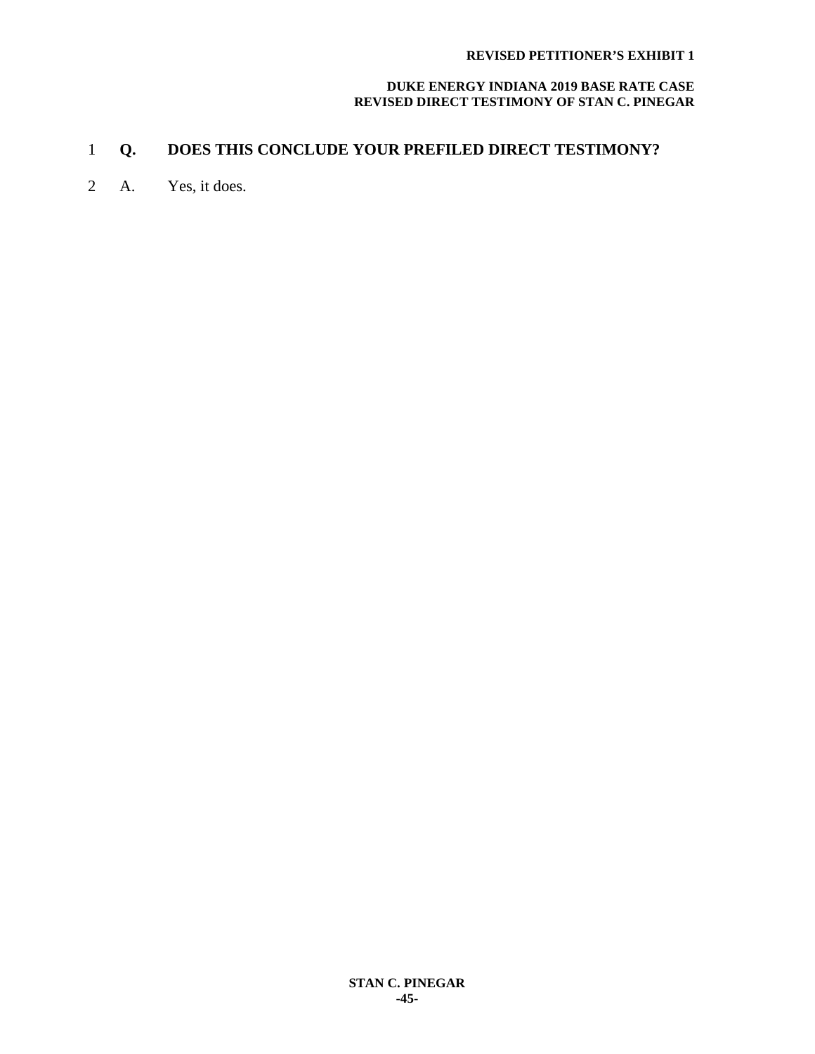**Q. DOES THIS CONCLUDE YOUR PREFILED DIRECT TESTIMONY?**

A. Yes, it does.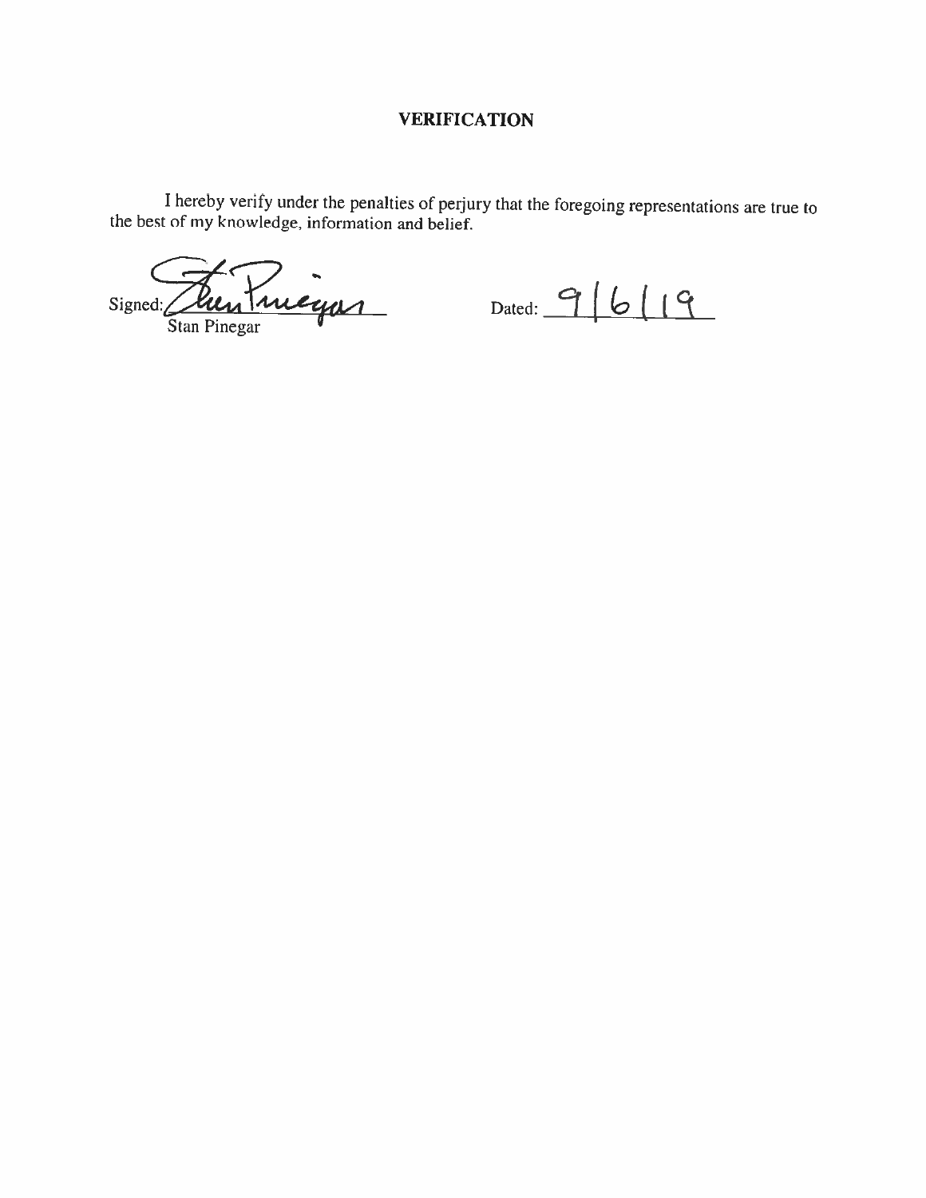## VERIFICATION

I hereby verify under the penalties of perjury that the foregoing representations are true to the best of my knowledge, information and belief.

Signed: Stan Pinegar
Stan Pinegar

Dated: 9/6/19